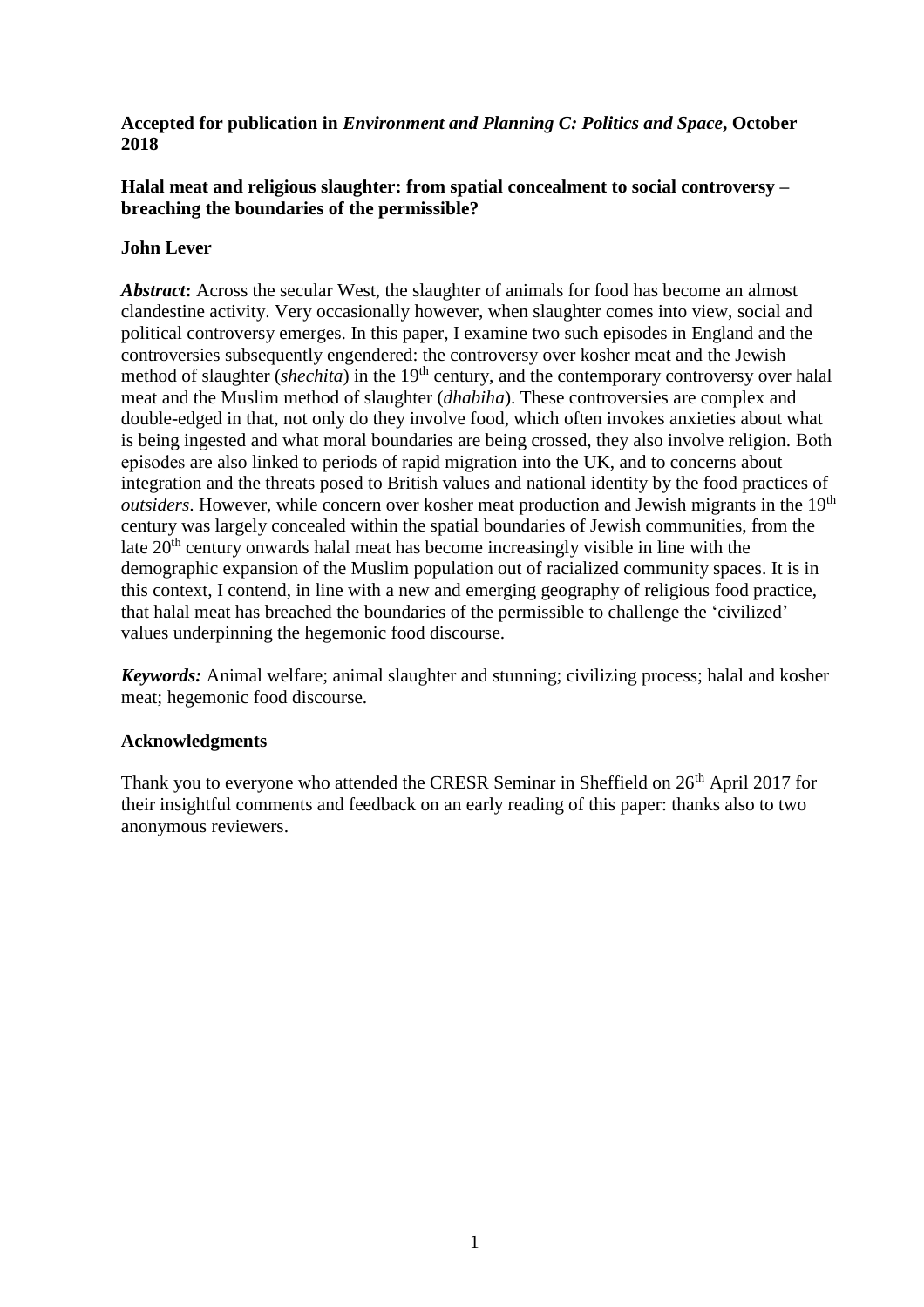**Accepted for publication in *Environment and Planning C: Politics and Space*, October 2018**

# Halal meat and religious slaughter: from spatial concealment to social controversy – breaching the boundaries of the permissible?

**John Lever**

***Abstract*:** Across the secular West, the slaughter of animals for food has become an almost clandestine activity. Very occasionally however, when slaughter comes into view, social and political controversy emerges. In this paper, I examine two such episodes in England and the controversies subsequently engendered: the controversy over kosher meat and the Jewish method of slaughter (*shechita*) in the 19th century, and the contemporary controversy over halal meat and the Muslim method of slaughter (*dhabiha*). These controversies are complex and double-edged in that, not only do they involve food, which often invokes anxieties about what is being ingested and what moral boundaries are being crossed, they also involve religion. Both episodes are also linked to periods of rapid migration into the UK, and to concerns about integration and the threats posed to British values and national identity by the food practices of *outsiders*. However, while concern over kosher meat production and Jewish migrants in the 19th century was largely concealed within the spatial boundaries of Jewish communities, from the late 20th century onwards halal meat has become increasingly visible in line with the demographic expansion of the Muslim population out of racialized community spaces. It is in this context, I contend, in line with a new and emerging geography of religious food practice, that halal meat has breached the boundaries of the permissible to challenge the 'civilized' values underpinning the hegemonic food discourse.

***Keywords:*** Animal welfare; animal slaughter and stunning; civilizing process; halal and kosher meat; hegemonic food discourse.

## Acknowledgments

Thank you to everyone who attended the CRESR Seminar in Sheffield on 26th April 2017 for their insightful comments and feedback on an early reading of this paper: thanks also to two anonymous reviewers.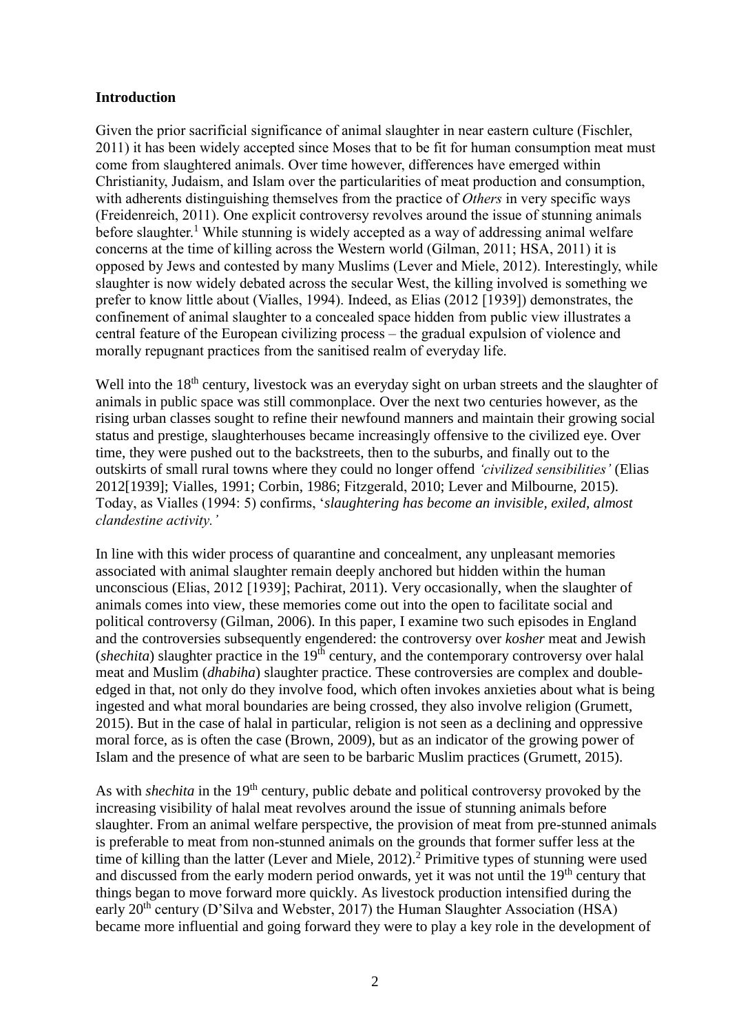## Introduction

Given the prior sacrificial significance of animal slaughter in near eastern culture (Fischler, 2011) it has been widely accepted since Moses that to be fit for human consumption meat must come from slaughtered animals. Over time however, differences have emerged within Christianity, Judaism, and Islam over the particularities of meat production and consumption, with adherents distinguishing themselves from the practice of *Others* in very specific ways (Freidenreich, 2011). One explicit controversy revolves around the issue of stunning animals before slaughter.[1] While stunning is widely accepted as a way of addressing animal welfare concerns at the time of killing across the Western world (Gilman, 2011; HSA, 2011) it is opposed by Jews and contested by many Muslims (Lever and Miele, 2012). Interestingly, while slaughter is now widely debated across the secular West, the killing involved is something we prefer to know little about (Vialles, 1994). Indeed, as Elias (2012 [1939]) demonstrates, the confinement of animal slaughter to a concealed space hidden from public view illustrates a central feature of the European civilizing process – the gradual expulsion of violence and morally repugnant practices from the sanitised realm of everyday life.

Well into the 18th century, livestock was an everyday sight on urban streets and the slaughter of animals in public space was still commonplace. Over the next two centuries however, as the rising urban classes sought to refine their newfound manners and maintain their growing social status and prestige, slaughterhouses became increasingly offensive to the civilized eye. Over time, they were pushed out to the backstreets, then to the suburbs, and finally out to the outskirts of small rural towns where they could no longer offend *'civilized sensibilities'* (Elias 2012[1939]; Vialles, 1991; Corbin, 1986; Fitzgerald, 2010; Lever and Milbourne, 2015). Today, as Vialles (1994: 5) confirms, '*slaughtering has become an invisible, exiled, almost clandestine activity.'*

In line with this wider process of quarantine and concealment, any unpleasant memories associated with animal slaughter remain deeply anchored but hidden within the human unconscious (Elias, 2012 [1939]; Pachirat, 2011). Very occasionally, when the slaughter of animals comes into view, these memories come out into the open to facilitate social and political controversy (Gilman, 2006). In this paper, I examine two such episodes in England and the controversies subsequently engendered: the controversy over *kosher* meat and Jewish (*shechita*) slaughter practice in the 19th century, and the contemporary controversy over halal meat and Muslim (*dhabiha*) slaughter practice. These controversies are complex and double-edged in that, not only do they involve food, which often invokes anxieties about what is being ingested and what moral boundaries are being crossed, they also involve religion (Grumett, 2015). But in the case of halal in particular, religion is not seen as a declining and oppressive moral force, as is often the case (Brown, 2009), but as an indicator of the growing power of Islam and the presence of what are seen to be barbaric Muslim practices (Grumett, 2015).

As with *shechita* in the 19th century, public debate and political controversy provoked by the increasing visibility of halal meat revolves around the issue of stunning animals before slaughter. From an animal welfare perspective, the provision of meat from pre-stunned animals is preferable to meat from non-stunned animals on the grounds that former suffer less at the time of killing than the latter (Lever and Miele, 2012).[2] Primitive types of stunning were used and discussed from the early modern period onwards, yet it was not until the 19th century that things began to move forward more quickly. As livestock production intensified during the early 20th century (D'Silva and Webster, 2017) the Human Slaughter Association (HSA) became more influential and going forward they were to play a key role in the development of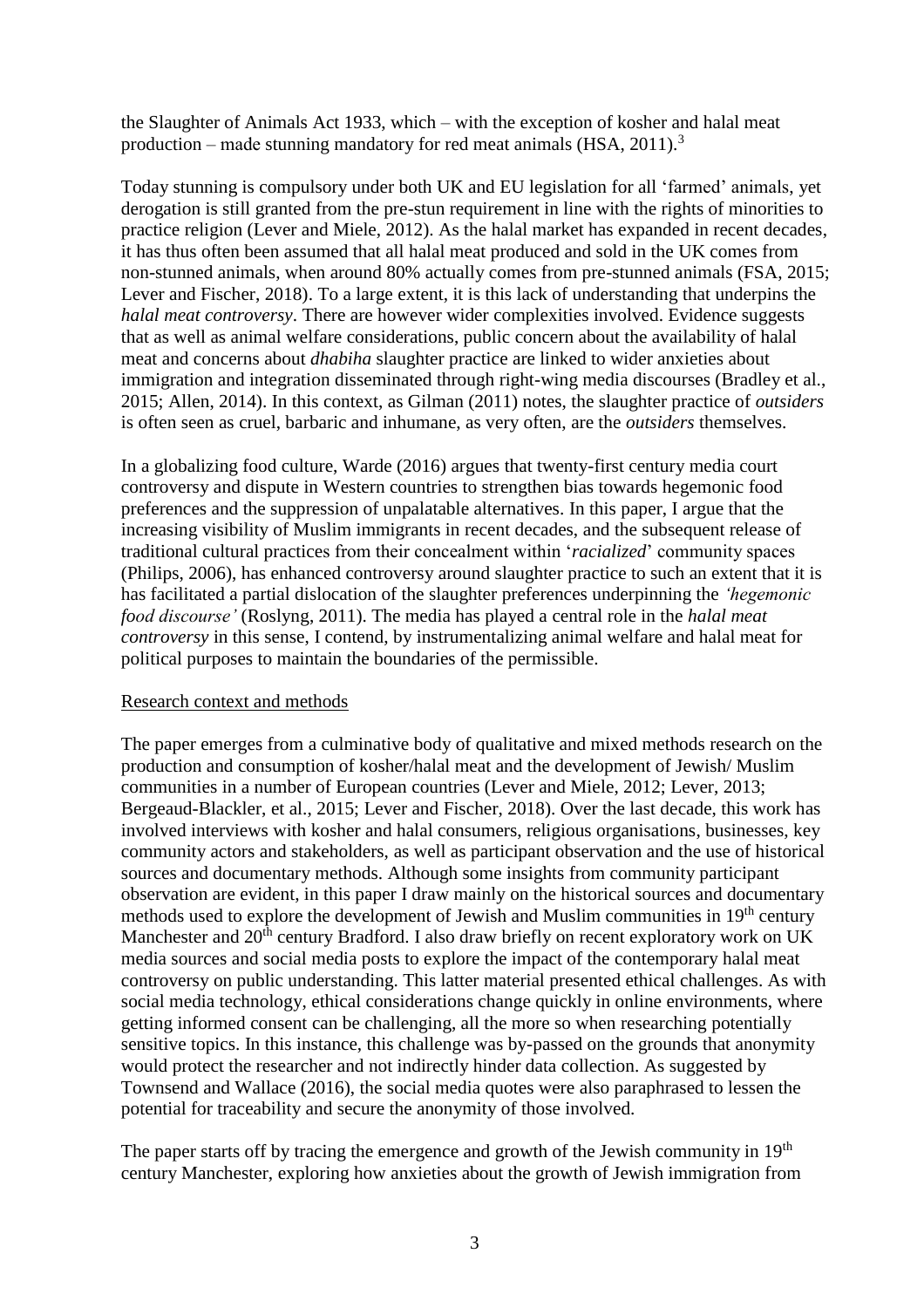the Slaughter of Animals Act 1933, which – with the exception of kosher and halal meat production – made stunning mandatory for red meat animals (HSA, 2011).[3]

Today stunning is compulsory under both UK and EU legislation for all 'farmed' animals, yet derogation is still granted from the pre-stun requirement in line with the rights of minorities to practice religion (Lever and Miele, 2012). As the halal market has expanded in recent decades, it has thus often been assumed that all halal meat produced and sold in the UK comes from non-stunned animals, when around 80% actually comes from pre-stunned animals (FSA, 2015; Lever and Fischer, 2018). To a large extent, it is this lack of understanding that underpins the *halal meat controversy*. There are however wider complexities involved. Evidence suggests that as well as animal welfare considerations, public concern about the availability of halal meat and concerns about *dhabiha* slaughter practice are linked to wider anxieties about immigration and integration disseminated through right-wing media discourses (Bradley et al., 2015; Allen, 2014). In this context, as Gilman (2011) notes, the slaughter practice of *outsiders* is often seen as cruel, barbaric and inhumane, as very often, are the *outsiders* themselves.

In a globalizing food culture, Warde (2016) argues that twenty-first century media court controversy and dispute in Western countries to strengthen bias towards hegemonic food preferences and the suppression of unpalatable alternatives. In this paper, I argue that the increasing visibility of Muslim immigrants in recent decades, and the subsequent release of traditional cultural practices from their concealment within '*racialized*' community spaces (Philips, 2006), has enhanced controversy around slaughter practice to such an extent that it is has facilitated a partial dislocation of the slaughter preferences underpinning the *'hegemonic food discourse'* (Roslyng, 2011). The media has played a central role in the *halal meat controversy* in this sense, I contend, by instrumentalizing animal welfare and halal meat for political purposes to maintain the boundaries of the permissible.

## Research context and methods

The paper emerges from a culminative body of qualitative and mixed methods research on the production and consumption of kosher/halal meat and the development of Jewish/ Muslim communities in a number of European countries (Lever and Miele, 2012; Lever, 2013; Bergeaud-Blackler, et al., 2015; Lever and Fischer, 2018). Over the last decade, this work has involved interviews with kosher and halal consumers, religious organisations, businesses, key community actors and stakeholders, as well as participant observation and the use of historical sources and documentary methods. Although some insights from community participant observation are evident, in this paper I draw mainly on the historical sources and documentary methods used to explore the development of Jewish and Muslim communities in 19th century Manchester and 20th century Bradford. I also draw briefly on recent exploratory work on UK media sources and social media posts to explore the impact of the contemporary halal meat controversy on public understanding. This latter material presented ethical challenges. As with social media technology, ethical considerations change quickly in online environments, where getting informed consent can be challenging, all the more so when researching potentially sensitive topics. In this instance, this challenge was by-passed on the grounds that anonymity would protect the researcher and not indirectly hinder data collection. As suggested by Townsend and Wallace (2016), the social media quotes were also paraphrased to lessen the potential for traceability and secure the anonymity of those involved.

The paper starts off by tracing the emergence and growth of the Jewish community in 19th century Manchester, exploring how anxieties about the growth of Jewish immigration from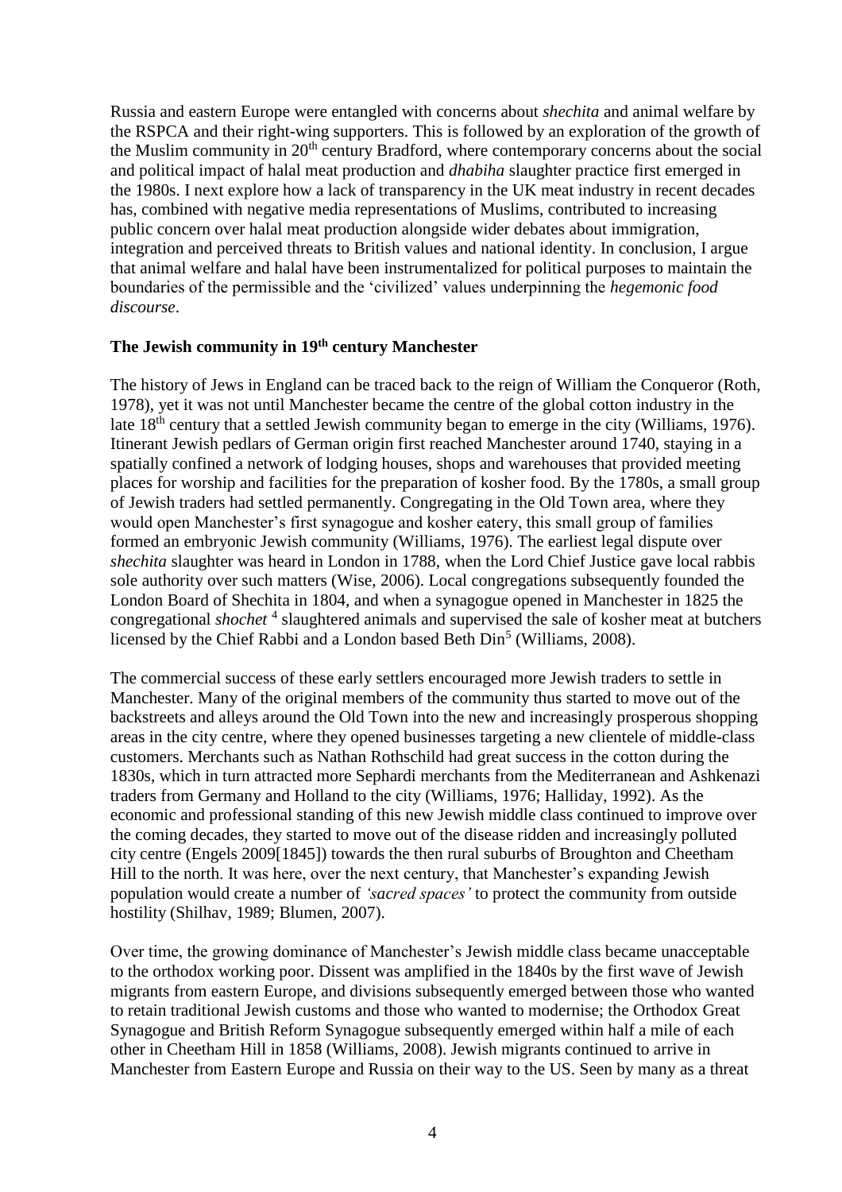Russia and eastern Europe were entangled with concerns about *shechita* and animal welfare by the RSPCA and their right-wing supporters. This is followed by an exploration of the growth of the Muslim community in 20th century Bradford, where contemporary concerns about the social and political impact of halal meat production and *dhabiha* slaughter practice first emerged in the 1980s. I next explore how a lack of transparency in the UK meat industry in recent decades has, combined with negative media representations of Muslims, contributed to increasing public concern over halal meat production alongside wider debates about immigration, integration and perceived threats to British values and national identity. In conclusion, I argue that animal welfare and halal have been instrumentalized for political purposes to maintain the boundaries of the permissible and the 'civilized' values underpinning the *hegemonic food discourse*.

## The Jewish community in 19th century Manchester

The history of Jews in England can be traced back to the reign of William the Conqueror (Roth, 1978), yet it was not until Manchester became the centre of the global cotton industry in the late 18th century that a settled Jewish community began to emerge in the city (Williams, 1976). Itinerant Jewish pedlars of German origin first reached Manchester around 1740, staying in a spatially confined a network of lodging houses, shops and warehouses that provided meeting places for worship and facilities for the preparation of kosher food. By the 1780s, a small group of Jewish traders had settled permanently. Congregating in the Old Town area, where they would open Manchester's first synagogue and kosher eatery, this small group of families formed an embryonic Jewish community (Williams, 1976). The earliest legal dispute over *shechita* slaughter was heard in London in 1788, when the Lord Chief Justice gave local rabbis sole authority over such matters (Wise, 2006). Local congregations subsequently founded the London Board of Shechita in 1804, and when a synagogue opened in Manchester in 1825 the congregational *shochet* [4] slaughtered animals and supervised the sale of kosher meat at butchers licensed by the Chief Rabbi and a London based Beth Din[5] (Williams, 2008).

The commercial success of these early settlers encouraged more Jewish traders to settle in Manchester. Many of the original members of the community thus started to move out of the backstreets and alleys around the Old Town into the new and increasingly prosperous shopping areas in the city centre, where they opened businesses targeting a new clientele of middle-class customers. Merchants such as Nathan Rothschild had great success in the cotton during the 1830s, which in turn attracted more Sephardi merchants from the Mediterranean and Ashkenazi traders from Germany and Holland to the city (Williams, 1976; Halliday, 1992). As the economic and professional standing of this new Jewish middle class continued to improve over the coming decades, they started to move out of the disease ridden and increasingly polluted city centre (Engels 2009[1845]) towards the then rural suburbs of Broughton and Cheetham Hill to the north. It was here, over the next century, that Manchester's expanding Jewish population would create a number of *'sacred spaces'* to protect the community from outside hostility (Shilhav, 1989; Blumen, 2007).

Over time, the growing dominance of Manchester's Jewish middle class became unacceptable to the orthodox working poor. Dissent was amplified in the 1840s by the first wave of Jewish migrants from eastern Europe, and divisions subsequently emerged between those who wanted to retain traditional Jewish customs and those who wanted to modernise; the Orthodox Great Synagogue and British Reform Synagogue subsequently emerged within half a mile of each other in Cheetham Hill in 1858 (Williams, 2008). Jewish migrants continued to arrive in Manchester from Eastern Europe and Russia on their way to the US. Seen by many as a threat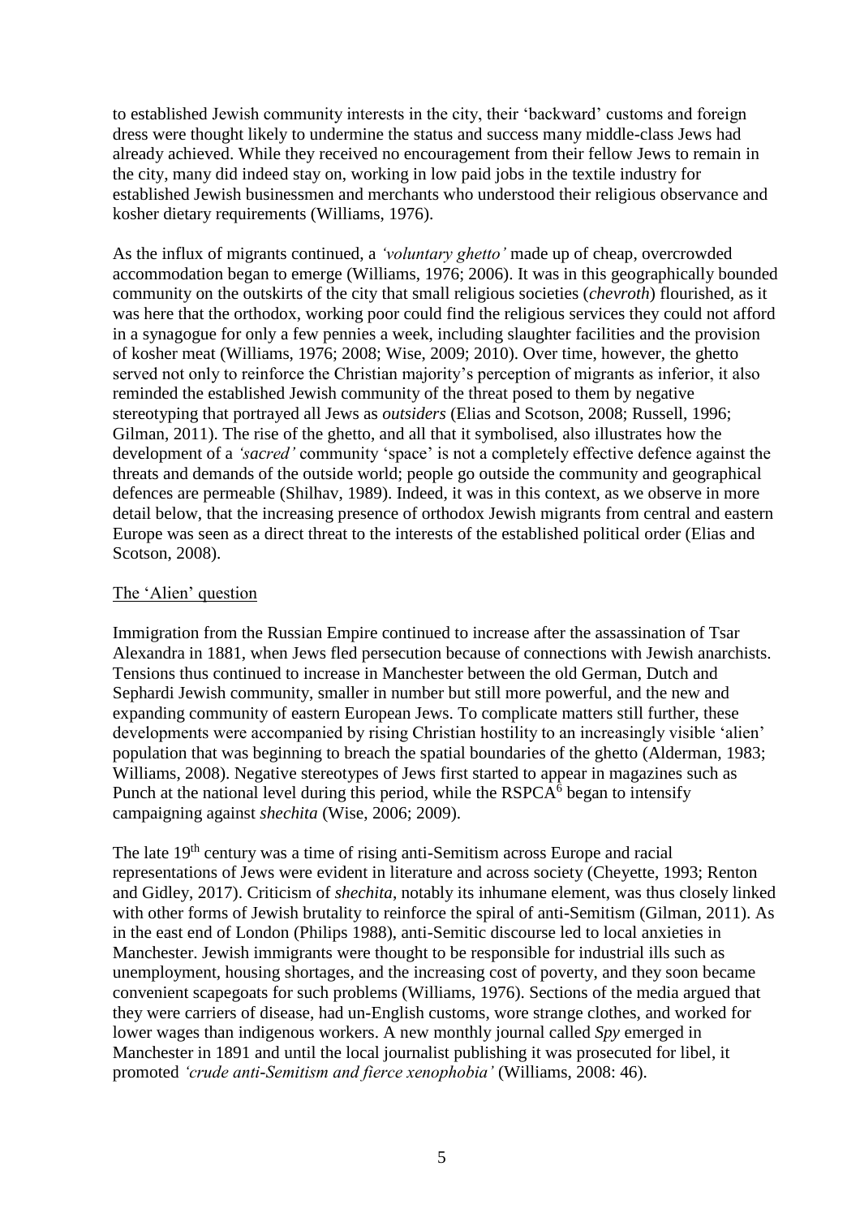to established Jewish community interests in the city, their 'backward' customs and foreign dress were thought likely to undermine the status and success many middle-class Jews had already achieved. While they received no encouragement from their fellow Jews to remain in the city, many did indeed stay on, working in low paid jobs in the textile industry for established Jewish businessmen and merchants who understood their religious observance and kosher dietary requirements (Williams, 1976).

As the influx of migrants continued, a *'voluntary ghetto'* made up of cheap, overcrowded accommodation began to emerge (Williams, 1976; 2006). It was in this geographically bounded community on the outskirts of the city that small religious societies (*chevroth*) flourished, as it was here that the orthodox, working poor could find the religious services they could not afford in a synagogue for only a few pennies a week, including slaughter facilities and the provision of kosher meat (Williams, 1976; 2008; Wise, 2009; 2010). Over time, however, the ghetto served not only to reinforce the Christian majority's perception of migrants as inferior, it also reminded the established Jewish community of the threat posed to them by negative stereotyping that portrayed all Jews as *outsiders* (Elias and Scotson, 2008; Russell, 1996; Gilman, 2011). The rise of the ghetto, and all that it symbolised, also illustrates how the development of a *'sacred'* community 'space' is not a completely effective defence against the threats and demands of the outside world; people go outside the community and geographical defences are permeable (Shilhav, 1989). Indeed, it was in this context, as we observe in more detail below, that the increasing presence of orthodox Jewish migrants from central and eastern Europe was seen as a direct threat to the interests of the established political order (Elias and Scotson, 2008).

## The 'Alien' question

Immigration from the Russian Empire continued to increase after the assassination of Tsar Alexandra in 1881, when Jews fled persecution because of connections with Jewish anarchists. Tensions thus continued to increase in Manchester between the old German, Dutch and Sephardi Jewish community, smaller in number but still more powerful, and the new and expanding community of eastern European Jews. To complicate matters still further, these developments were accompanied by rising Christian hostility to an increasingly visible 'alien' population that was beginning to breach the spatial boundaries of the ghetto (Alderman, 1983; Williams, 2008). Negative stereotypes of Jews first started to appear in magazines such as Punch at the national level during this period, while the RSPCA[6] began to intensify campaigning against *shechita* (Wise, 2006; 2009).

The late 19th century was a time of rising anti-Semitism across Europe and racial representations of Jews were evident in literature and across society (Cheyette, 1993; Renton and Gidley, 2017). Criticism of *shechita*, notably its inhumane element, was thus closely linked with other forms of Jewish brutality to reinforce the spiral of anti-Semitism (Gilman, 2011). As in the east end of London (Philips 1988), anti-Semitic discourse led to local anxieties in Manchester. Jewish immigrants were thought to be responsible for industrial ills such as unemployment, housing shortages, and the increasing cost of poverty, and they soon became convenient scapegoats for such problems (Williams, 1976). Sections of the media argued that they were carriers of disease, had un-English customs, wore strange clothes, and worked for lower wages than indigenous workers. A new monthly journal called *Spy* emerged in Manchester in 1891 and until the local journalist publishing it was prosecuted for libel, it promoted *'crude anti-Semitism and fierce xenophobia'* (Williams, 2008: 46).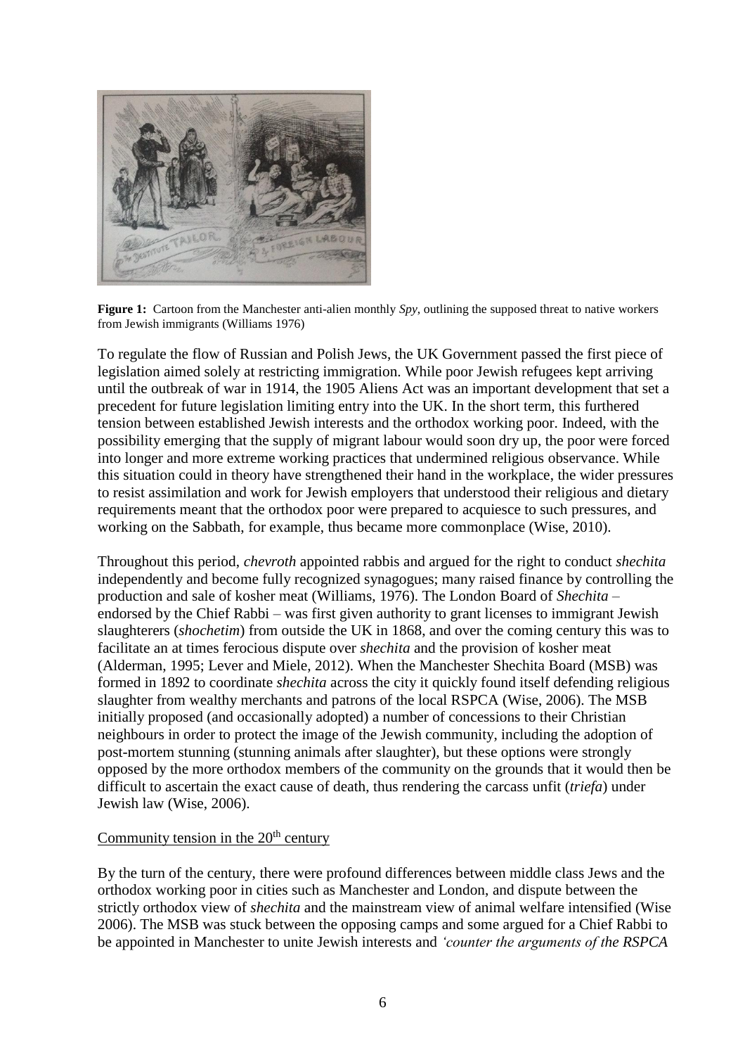**Figure 1:** Cartoon from the Manchester anti-alien monthly *Spy*, outlining the supposed threat to native workers from Jewish immigrants (Williams 1976)

To regulate the flow of Russian and Polish Jews, the UK Government passed the first piece of legislation aimed solely at restricting immigration. While poor Jewish refugees kept arriving until the outbreak of war in 1914, the 1905 Aliens Act was an important development that set a precedent for future legislation limiting entry into the UK. In the short term, this furthered tension between established Jewish interests and the orthodox working poor. Indeed, with the possibility emerging that the supply of migrant labour would soon dry up, the poor were forced into longer and more extreme working practices that undermined religious observance. While this situation could in theory have strengthened their hand in the workplace, the wider pressures to resist assimilation and work for Jewish employers that understood their religious and dietary requirements meant that the orthodox poor were prepared to acquiesce to such pressures, and working on the Sabbath, for example, thus became more commonplace (Wise, 2010).

Throughout this period, *chevroth* appointed rabbis and argued for the right to conduct *shechita* independently and become fully recognized synagogues; many raised finance by controlling the production and sale of kosher meat (Williams, 1976). The London Board of *Shechita* – endorsed by the Chief Rabbi – was first given authority to grant licenses to immigrant Jewish slaughterers (*shochetim*) from outside the UK in 1868, and over the coming century this was to facilitate an at times ferocious dispute over *shechita* and the provision of kosher meat (Alderman, 1995; Lever and Miele, 2012). When the Manchester Shechita Board (MSB) was formed in 1892 to coordinate *shechita* across the city it quickly found itself defending religious slaughter from wealthy merchants and patrons of the local RSPCA (Wise, 2006). The MSB initially proposed (and occasionally adopted) a number of concessions to their Christian neighbours in order to protect the image of the Jewish community, including the adoption of post-mortem stunning (stunning animals after slaughter), but these options were strongly opposed by the more orthodox members of the community on the grounds that it would then be difficult to ascertain the exact cause of death, thus rendering the carcass unfit (*triefa*) under Jewish law (Wise, 2006).

## Community tension in the 20th century

By the turn of the century, there were profound differences between middle class Jews and the orthodox working poor in cities such as Manchester and London, and dispute between the strictly orthodox view of *shechita* and the mainstream view of animal welfare intensified (Wise 2006). The MSB was stuck between the opposing camps and some argued for a Chief Rabbi to be appointed in Manchester to unite Jewish interests and *'counter the arguments of the RSPCA*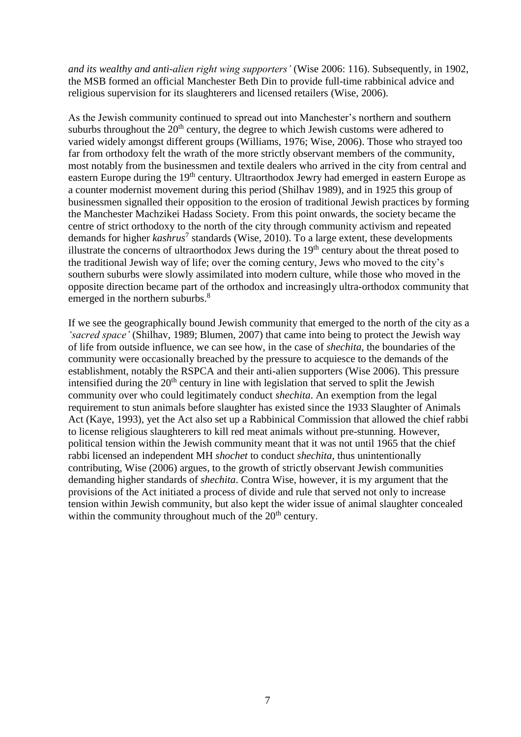*and its wealthy and anti-alien right wing supporters'* (Wise 2006: 116). Subsequently, in 1902, the MSB formed an official Manchester Beth Din to provide full-time rabbinical advice and religious supervision for its slaughterers and licensed retailers (Wise, 2006).

As the Jewish community continued to spread out into Manchester's northern and southern suburbs throughout the 20th century, the degree to which Jewish customs were adhered to varied widely amongst different groups (Williams, 1976; Wise, 2006). Those who strayed too far from orthodoxy felt the wrath of the more strictly observant members of the community, most notably from the businessmen and textile dealers who arrived in the city from central and eastern Europe during the 19th century. Ultraorthodox Jewry had emerged in eastern Europe as a counter modernist movement during this period (Shilhav 1989), and in 1925 this group of businessmen signalled their opposition to the erosion of traditional Jewish practices by forming the Manchester Machzikei Hadass Society. From this point onwards, the society became the centre of strict orthodoxy to the north of the city through community activism and repeated demands for higher *kashrus*[7] standards (Wise, 2010). To a large extent, these developments illustrate the concerns of ultraorthodox Jews during the 19th century about the threat posed to the traditional Jewish way of life; over the coming century, Jews who moved to the city's southern suburbs were slowly assimilated into modern culture, while those who moved in the opposite direction became part of the orthodox and increasingly ultra-orthodox community that emerged in the northern suburbs.[8]

If we see the geographically bound Jewish community that emerged to the north of the city as a *'sacred space'* (Shilhav, 1989; Blumen, 2007) that came into being to protect the Jewish way of life from outside influence, we can see how, in the case of *shechita*, the boundaries of the community were occasionally breached by the pressure to acquiesce to the demands of the establishment, notably the RSPCA and their anti-alien supporters (Wise 2006). This pressure intensified during the 20th century in line with legislation that served to split the Jewish community over who could legitimately conduct *shechita*. An exemption from the legal requirement to stun animals before slaughter has existed since the 1933 Slaughter of Animals Act (Kaye, 1993), yet the Act also set up a Rabbinical Commission that allowed the chief rabbi to license religious slaughterers to kill red meat animals without pre-stunning. However, political tension within the Jewish community meant that it was not until 1965 that the chief rabbi licensed an independent MH *shochet* to conduct *shechita*, thus unintentionally contributing, Wise (2006) argues, to the growth of strictly observant Jewish communities demanding higher standards of *shechita*. Contra Wise, however, it is my argument that the provisions of the Act initiated a process of divide and rule that served not only to increase tension within Jewish community, but also kept the wider issue of animal slaughter concealed within the community throughout much of the 20th century.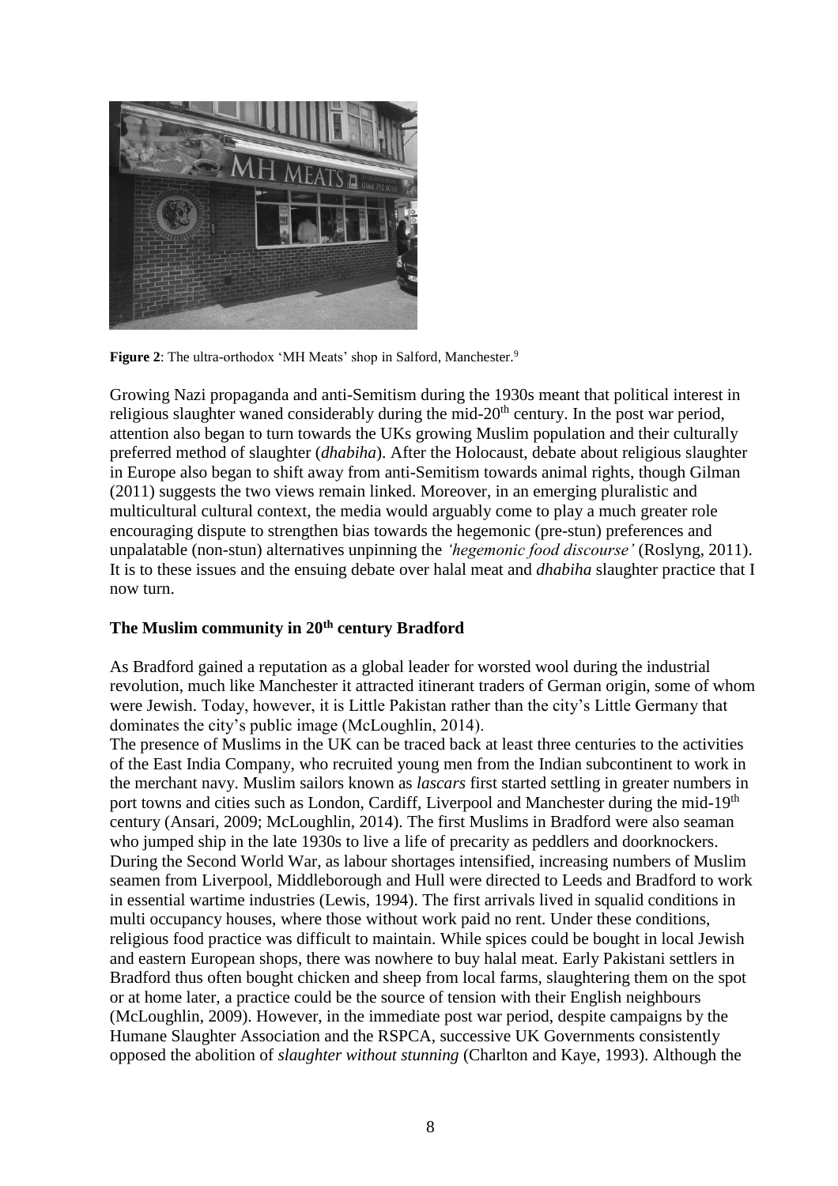**Figure 2**: The ultra-orthodox 'MH Meats' shop in Salford, Manchester.[9]

Growing Nazi propaganda and anti-Semitism during the 1930s meant that political interest in religious slaughter waned considerably during the mid-20th century. In the post war period, attention also began to turn towards the UKs growing Muslim population and their culturally preferred method of slaughter (*dhabiha*). After the Holocaust, debate about religious slaughter in Europe also began to shift away from anti-Semitism towards animal rights, though Gilman (2011) suggests the two views remain linked. Moreover, in an emerging pluralistic and multicultural cultural context, the media would arguably come to play a much greater role encouraging dispute to strengthen bias towards the hegemonic (pre-stun) preferences and unpalatable (non-stun) alternatives unpinning the *'hegemonic food discourse'* (Roslyng, 2011). It is to these issues and the ensuing debate over halal meat and *dhabiha* slaughter practice that I now turn.

## The Muslim community in 20th century Bradford

As Bradford gained a reputation as a global leader for worsted wool during the industrial revolution, much like Manchester it attracted itinerant traders of German origin, some of whom were Jewish. Today, however, it is Little Pakistan rather than the city's Little Germany that dominates the city's public image (McLoughlin, 2014).

The presence of Muslims in the UK can be traced back at least three centuries to the activities of the East India Company, who recruited young men from the Indian subcontinent to work in the merchant navy. Muslim sailors known as *lascars* first started settling in greater numbers in port towns and cities such as London, Cardiff, Liverpool and Manchester during the mid-19th century (Ansari, 2009; McLoughlin, 2014). The first Muslims in Bradford were also seaman who jumped ship in the late 1930s to live a life of precarity as peddlers and doorknockers. During the Second World War, as labour shortages intensified, increasing numbers of Muslim seamen from Liverpool, Middleborough and Hull were directed to Leeds and Bradford to work in essential wartime industries (Lewis, 1994). The first arrivals lived in squalid conditions in multi occupancy houses, where those without work paid no rent. Under these conditions, religious food practice was difficult to maintain. While spices could be bought in local Jewish and eastern European shops, there was nowhere to buy halal meat. Early Pakistani settlers in Bradford thus often bought chicken and sheep from local farms, slaughtering them on the spot or at home later, a practice could be the source of tension with their English neighbours (McLoughlin, 2009). However, in the immediate post war period, despite campaigns by the Humane Slaughter Association and the RSPCA, successive UK Governments consistently opposed the abolition of *slaughter without stunning* (Charlton and Kaye, 1993). Although the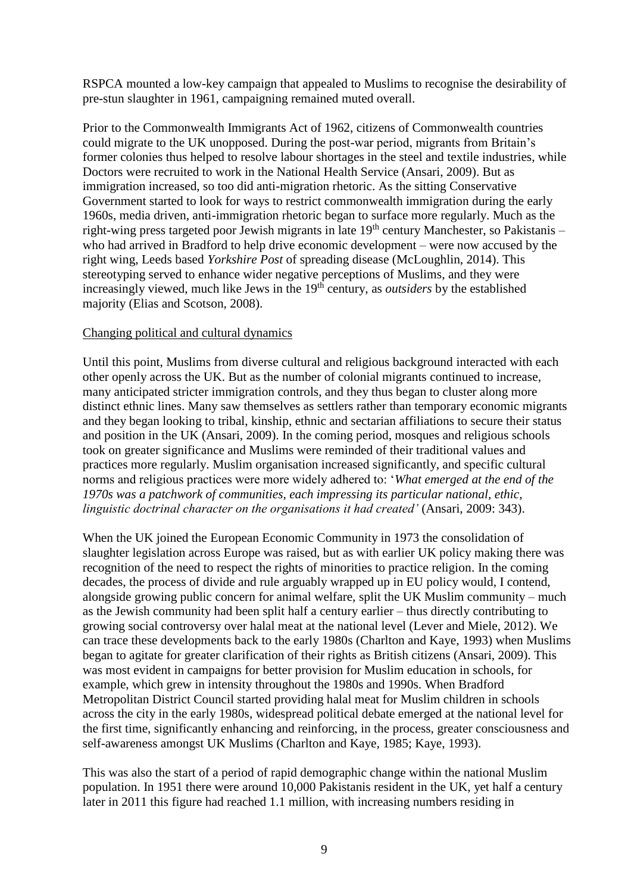RSPCA mounted a low-key campaign that appealed to Muslims to recognise the desirability of pre-stun slaughter in 1961, campaigning remained muted overall.

Prior to the Commonwealth Immigrants Act of 1962, citizens of Commonwealth countries could migrate to the UK unopposed. During the post-war period, migrants from Britain's former colonies thus helped to resolve labour shortages in the steel and textile industries, while Doctors were recruited to work in the National Health Service (Ansari, 2009). But as immigration increased, so too did anti-migration rhetoric. As the sitting Conservative Government started to look for ways to restrict commonwealth immigration during the early 1960s, media driven, anti-immigration rhetoric began to surface more regularly. Much as the right-wing press targeted poor Jewish migrants in late 19th century Manchester, so Pakistanis – who had arrived in Bradford to help drive economic development – were now accused by the right wing, Leeds based *Yorkshire Post* of spreading disease (McLoughlin, 2014). This stereotyping served to enhance wider negative perceptions of Muslims, and they were increasingly viewed, much like Jews in the 19th century, as *outsiders* by the established majority (Elias and Scotson, 2008).

## Changing political and cultural dynamics

Until this point, Muslims from diverse cultural and religious background interacted with each other openly across the UK. But as the number of colonial migrants continued to increase, many anticipated stricter immigration controls, and they thus began to cluster along more distinct ethnic lines. Many saw themselves as settlers rather than temporary economic migrants and they began looking to tribal, kinship, ethnic and sectarian affiliations to secure their status and position in the UK (Ansari, 2009). In the coming period, mosques and religious schools took on greater significance and Muslims were reminded of their traditional values and practices more regularly. Muslim organisation increased significantly, and specific cultural norms and religious practices were more widely adhered to: '*What emerged at the end of the 1970s was a patchwork of communities, each impressing its particular national, ethic, linguistic doctrinal character on the organisations it had created'* (Ansari, 2009: 343).

When the UK joined the European Economic Community in 1973 the consolidation of slaughter legislation across Europe was raised, but as with earlier UK policy making there was recognition of the need to respect the rights of minorities to practice religion. In the coming decades, the process of divide and rule arguably wrapped up in EU policy would, I contend, alongside growing public concern for animal welfare, split the UK Muslim community – much as the Jewish community had been split half a century earlier – thus directly contributing to growing social controversy over halal meat at the national level (Lever and Miele, 2012). We can trace these developments back to the early 1980s (Charlton and Kaye, 1993) when Muslims began to agitate for greater clarification of their rights as British citizens (Ansari, 2009). This was most evident in campaigns for better provision for Muslim education in schools, for example, which grew in intensity throughout the 1980s and 1990s. When Bradford Metropolitan District Council started providing halal meat for Muslim children in schools across the city in the early 1980s, widespread political debate emerged at the national level for the first time, significantly enhancing and reinforcing, in the process, greater consciousness and self-awareness amongst UK Muslims (Charlton and Kaye, 1985; Kaye, 1993).

This was also the start of a period of rapid demographic change within the national Muslim population. In 1951 there were around 10,000 Pakistanis resident in the UK, yet half a century later in 2011 this figure had reached 1.1 million, with increasing numbers residing in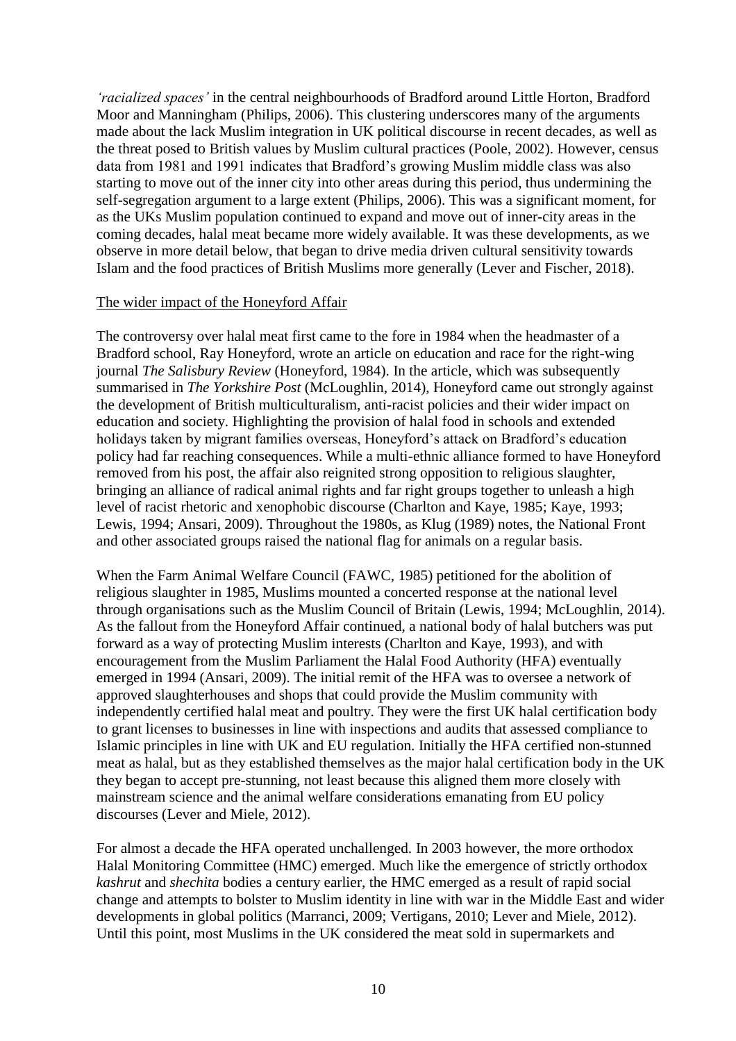*'racialized spaces'* in the central neighbourhoods of Bradford around Little Horton, Bradford Moor and Manningham (Philips, 2006). This clustering underscores many of the arguments made about the lack Muslim integration in UK political discourse in recent decades, as well as the threat posed to British values by Muslim cultural practices (Poole, 2002). However, census data from 1981 and 1991 indicates that Bradford's growing Muslim middle class was also starting to move out of the inner city into other areas during this period, thus undermining the self-segregation argument to a large extent (Philips, 2006). This was a significant moment, for as the UKs Muslim population continued to expand and move out of inner-city areas in the coming decades, halal meat became more widely available. It was these developments, as we observe in more detail below, that began to drive media driven cultural sensitivity towards Islam and the food practices of British Muslims more generally (Lever and Fischer, 2018).

## The wider impact of the Honeyford Affair

The controversy over halal meat first came to the fore in 1984 when the headmaster of a Bradford school, Ray Honeyford, wrote an article on education and race for the right-wing journal *The Salisbury Review* (Honeyford, 1984). In the article, which was subsequently summarised in *The Yorkshire Post* (McLoughlin, 2014), Honeyford came out strongly against the development of British multiculturalism, anti-racist policies and their wider impact on education and society. Highlighting the provision of halal food in schools and extended holidays taken by migrant families overseas, Honeyford's attack on Bradford's education policy had far reaching consequences. While a multi-ethnic alliance formed to have Honeyford removed from his post, the affair also reignited strong opposition to religious slaughter, bringing an alliance of radical animal rights and far right groups together to unleash a high level of racist rhetoric and xenophobic discourse (Charlton and Kaye, 1985; Kaye, 1993; Lewis, 1994; Ansari, 2009). Throughout the 1980s, as Klug (1989) notes, the National Front and other associated groups raised the national flag for animals on a regular basis.

When the Farm Animal Welfare Council (FAWC, 1985) petitioned for the abolition of religious slaughter in 1985, Muslims mounted a concerted response at the national level through organisations such as the Muslim Council of Britain (Lewis, 1994; McLoughlin, 2014). As the fallout from the Honeyford Affair continued, a national body of halal butchers was put forward as a way of protecting Muslim interests (Charlton and Kaye, 1993), and with encouragement from the Muslim Parliament the Halal Food Authority (HFA) eventually emerged in 1994 (Ansari, 2009). The initial remit of the HFA was to oversee a network of approved slaughterhouses and shops that could provide the Muslim community with independently certified halal meat and poultry. They were the first UK halal certification body to grant licenses to businesses in line with inspections and audits that assessed compliance to Islamic principles in line with UK and EU regulation. Initially the HFA certified non-stunned meat as halal, but as they established themselves as the major halal certification body in the UK they began to accept pre-stunning, not least because this aligned them more closely with mainstream science and the animal welfare considerations emanating from EU policy discourses (Lever and Miele, 2012).

For almost a decade the HFA operated unchallenged. In 2003 however, the more orthodox Halal Monitoring Committee (HMC) emerged. Much like the emergence of strictly orthodox *kashrut* and *shechita* bodies a century earlier, the HMC emerged as a result of rapid social change and attempts to bolster to Muslim identity in line with war in the Middle East and wider developments in global politics (Marranci, 2009; Vertigans, 2010; Lever and Miele, 2012). Until this point, most Muslims in the UK considered the meat sold in supermarkets and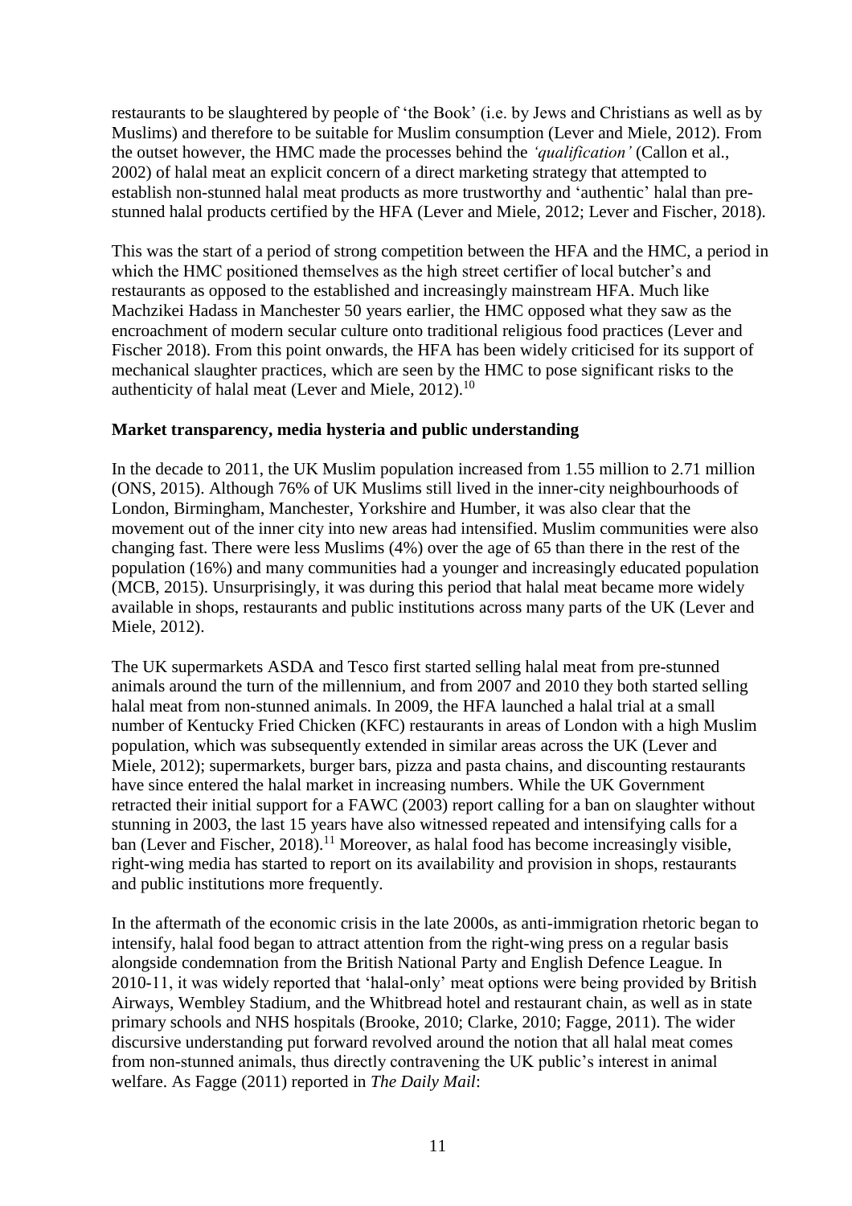restaurants to be slaughtered by people of 'the Book' (i.e. by Jews and Christians as well as by Muslims) and therefore to be suitable for Muslim consumption (Lever and Miele, 2012). From the outset however, the HMC made the processes behind the *'qualification'* (Callon et al., 2002) of halal meat an explicit concern of a direct marketing strategy that attempted to establish non-stunned halal meat products as more trustworthy and 'authentic' halal than pre-stunned halal products certified by the HFA (Lever and Miele, 2012; Lever and Fischer, 2018).

This was the start of a period of strong competition between the HFA and the HMC, a period in which the HMC positioned themselves as the high street certifier of local butcher's and restaurants as opposed to the established and increasingly mainstream HFA. Much like Machzikei Hadass in Manchester 50 years earlier, the HMC opposed what they saw as the encroachment of modern secular culture onto traditional religious food practices (Lever and Fischer 2018). From this point onwards, the HFA has been widely criticised for its support of mechanical slaughter practices, which are seen by the HMC to pose significant risks to the authenticity of halal meat (Lever and Miele, 2012).[10]

**Market transparency, media hysteria and public understanding**

In the decade to 2011, the UK Muslim population increased from 1.55 million to 2.71 million (ONS, 2015). Although 76% of UK Muslims still lived in the inner-city neighbourhoods of London, Birmingham, Manchester, Yorkshire and Humber, it was also clear that the movement out of the inner city into new areas had intensified. Muslim communities were also changing fast. There were less Muslims (4%) over the age of 65 than there in the rest of the population (16%) and many communities had a younger and increasingly educated population (MCB, 2015). Unsurprisingly, it was during this period that halal meat became more widely available in shops, restaurants and public institutions across many parts of the UK (Lever and Miele, 2012).

The UK supermarkets ASDA and Tesco first started selling halal meat from pre-stunned animals around the turn of the millennium, and from 2007 and 2010 they both started selling halal meat from non-stunned animals. In 2009, the HFA launched a halal trial at a small number of Kentucky Fried Chicken (KFC) restaurants in areas of London with a high Muslim population, which was subsequently extended in similar areas across the UK (Lever and Miele, 2012); supermarkets, burger bars, pizza and pasta chains, and discounting restaurants have since entered the halal market in increasing numbers. While the UK Government retracted their initial support for a FAWC (2003) report calling for a ban on slaughter without stunning in 2003, the last 15 years have also witnessed repeated and intensifying calls for a ban (Lever and Fischer, 2018).[11] Moreover, as halal food has become increasingly visible, right-wing media has started to report on its availability and provision in shops, restaurants and public institutions more frequently.

In the aftermath of the economic crisis in the late 2000s, as anti-immigration rhetoric began to intensify, halal food began to attract attention from the right-wing press on a regular basis alongside condemnation from the British National Party and English Defence League. In 2010-11, it was widely reported that 'halal-only' meat options were being provided by British Airways, Wembley Stadium, and the Whitbread hotel and restaurant chain, as well as in state primary schools and NHS hospitals (Brooke, 2010; Clarke, 2010; Fagge, 2011). The wider discursive understanding put forward revolved around the notion that all halal meat comes from non-stunned animals, thus directly contravening the UK public's interest in animal welfare. As Fagge (2011) reported in *The Daily Mail*: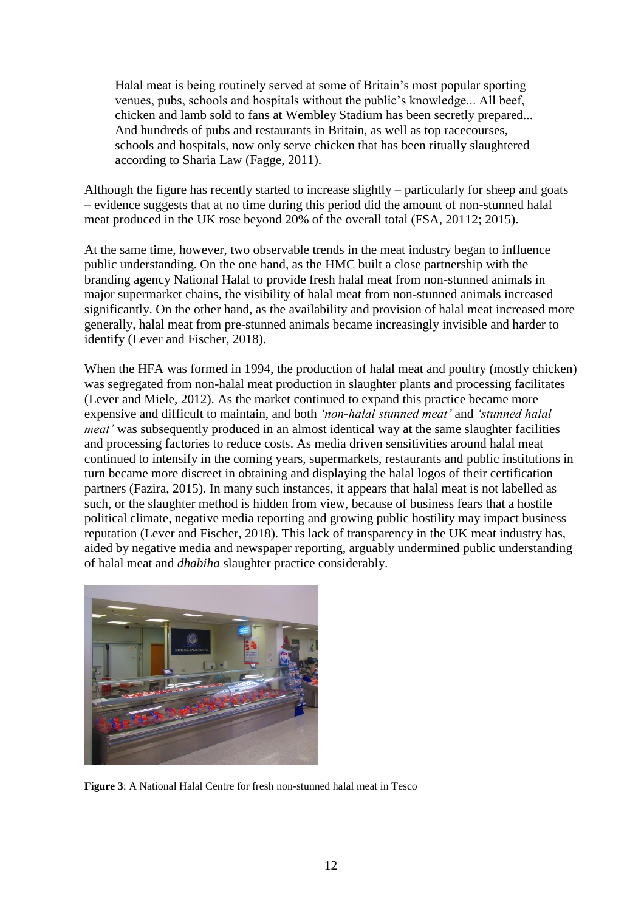> Halal meat is being routinely served at some of Britain's most popular sporting venues, pubs, schools and hospitals without the public's knowledge... All beef, chicken and lamb sold to fans at Wembley Stadium has been secretly prepared... And hundreds of pubs and restaurants in Britain, as well as top racecourses, schools and hospitals, now only serve chicken that has been ritually slaughtered according to Sharia Law (Fagge, 2011).

Although the figure has recently started to increase slightly – particularly for sheep and goats – evidence suggests that at no time during this period did the amount of non-stunned halal meat produced in the UK rose beyond 20% of the overall total (FSA, 20112; 2015).

At the same time, however, two observable trends in the meat industry began to influence public understanding. On the one hand, as the HMC built a close partnership with the branding agency National Halal to provide fresh halal meat from non-stunned animals in major supermarket chains, the visibility of halal meat from non-stunned animals increased significantly. On the other hand, as the availability and provision of halal meat increased more generally, halal meat from pre-stunned animals became increasingly invisible and harder to identify (Lever and Fischer, 2018).

When the HFA was formed in 1994, the production of halal meat and poultry (mostly chicken) was segregated from non-halal meat production in slaughter plants and processing facilitates (Lever and Miele, 2012). As the market continued to expand this practice became more expensive and difficult to maintain, and both *'non-halal stunned meat'* and *'stunned halal meat'* was subsequently produced in an almost identical way at the same slaughter facilities and processing factories to reduce costs. As media driven sensitivities around halal meat continued to intensify in the coming years, supermarkets, restaurants and public institutions in turn became more discreet in obtaining and displaying the halal logos of their certification partners (Fazira, 2015). In many such instances, it appears that halal meat is not labelled as such, or the slaughter method is hidden from view, because of business fears that a hostile political climate, negative media reporting and growing public hostility may impact business reputation (Lever and Fischer, 2018). This lack of transparency in the UK meat industry has, aided by negative media and newspaper reporting, arguably undermined public understanding of halal meat and *dhabiha* slaughter practice considerably.

**Figure 3**: A National Halal Centre for fresh non-stunned halal meat in Tesco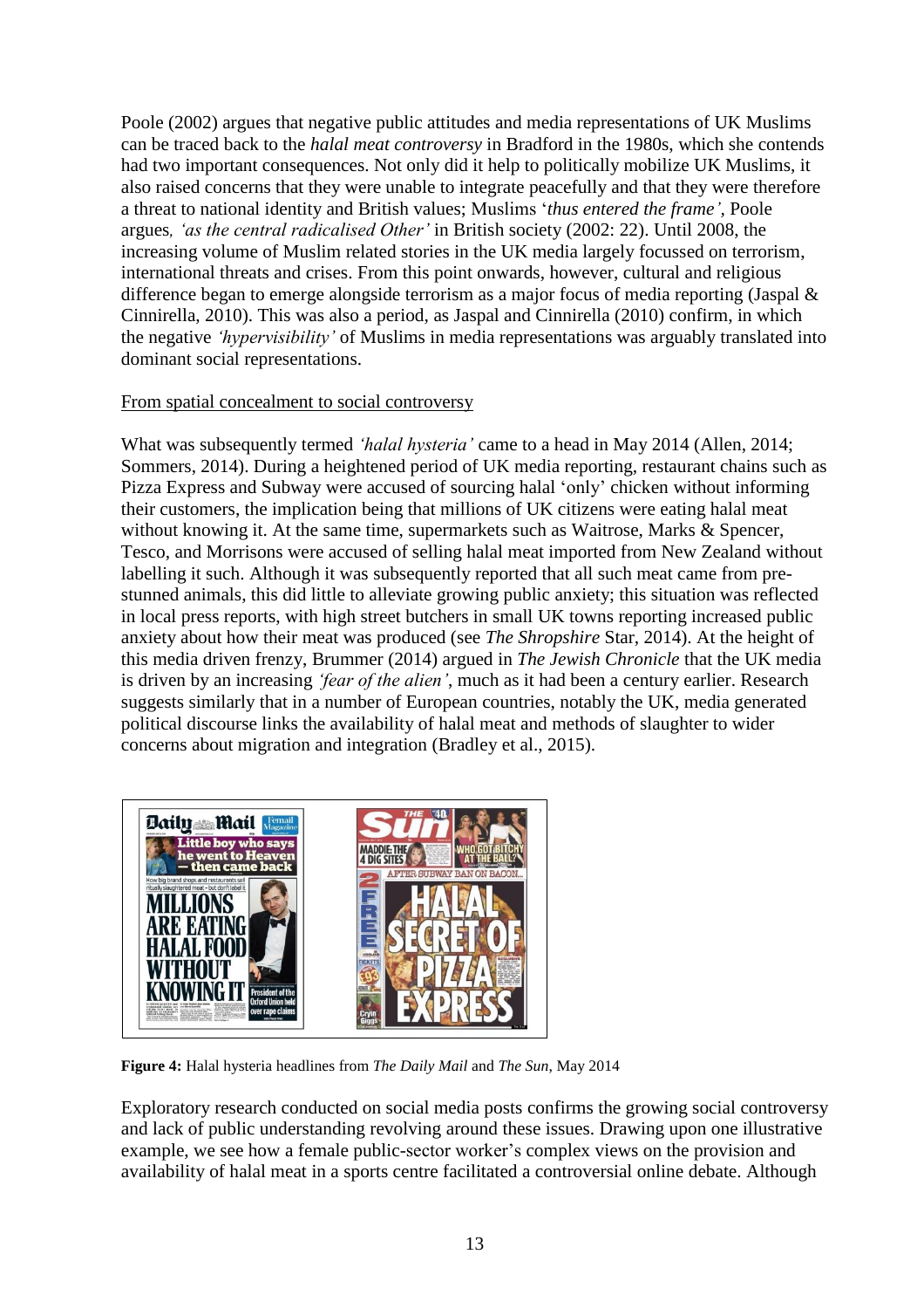Poole (2002) argues that negative public attitudes and media representations of UK Muslims can be traced back to the *halal meat controversy* in Bradford in the 1980s, which she contends had two important consequences. Not only did it help to politically mobilize UK Muslims, it also raised concerns that they were unable to integrate peacefully and that they were therefore a threat to national identity and British values; Muslims '*thus entered the frame'*, Poole argues*, 'as the central radicalised Other'* in British society (2002: 22). Until 2008, the increasing volume of Muslim related stories in the UK media largely focussed on terrorism, international threats and crises. From this point onwards, however, cultural and religious difference began to emerge alongside terrorism as a major focus of media reporting (Jaspal & Cinnirella, 2010). This was also a period, as Jaspal and Cinnirella (2010) confirm, in which the negative *'hypervisibility'* of Muslims in media representations was arguably translated into dominant social representations.

From spatial concealment to social controversy

What was subsequently termed *'halal hysteria'* came to a head in May 2014 (Allen, 2014; Sommers, 2014). During a heightened period of UK media reporting, restaurant chains such as Pizza Express and Subway were accused of sourcing halal 'only' chicken without informing their customers, the implication being that millions of UK citizens were eating halal meat without knowing it. At the same time, supermarkets such as Waitrose, Marks & Spencer, Tesco, and Morrisons were accused of selling halal meat imported from New Zealand without labelling it such. Although it was subsequently reported that all such meat came from pre-stunned animals, this did little to alleviate growing public anxiety; this situation was reflected in local press reports, with high street butchers in small UK towns reporting increased public anxiety about how their meat was produced (see *The Shropshire* Star, 2014). At the height of this media driven frenzy, Brummer (2014) argued in *The Jewish Chronicle* that the UK media is driven by an increasing *'fear of the alien'*, much as it had been a century earlier. Research suggests similarly that in a number of European countries, notably the UK, media generated political discourse links the availability of halal meat and methods of slaughter to wider concerns about migration and integration (Bradley et al., 2015).

**Figure 4:** Halal hysteria headlines from *The Daily Mail* and *The Sun*, May 2014

Exploratory research conducted on social media posts confirms the growing social controversy and lack of public understanding revolving around these issues. Drawing upon one illustrative example, we see how a female public-sector worker's complex views on the provision and availability of halal meat in a sports centre facilitated a controversial online debate. Although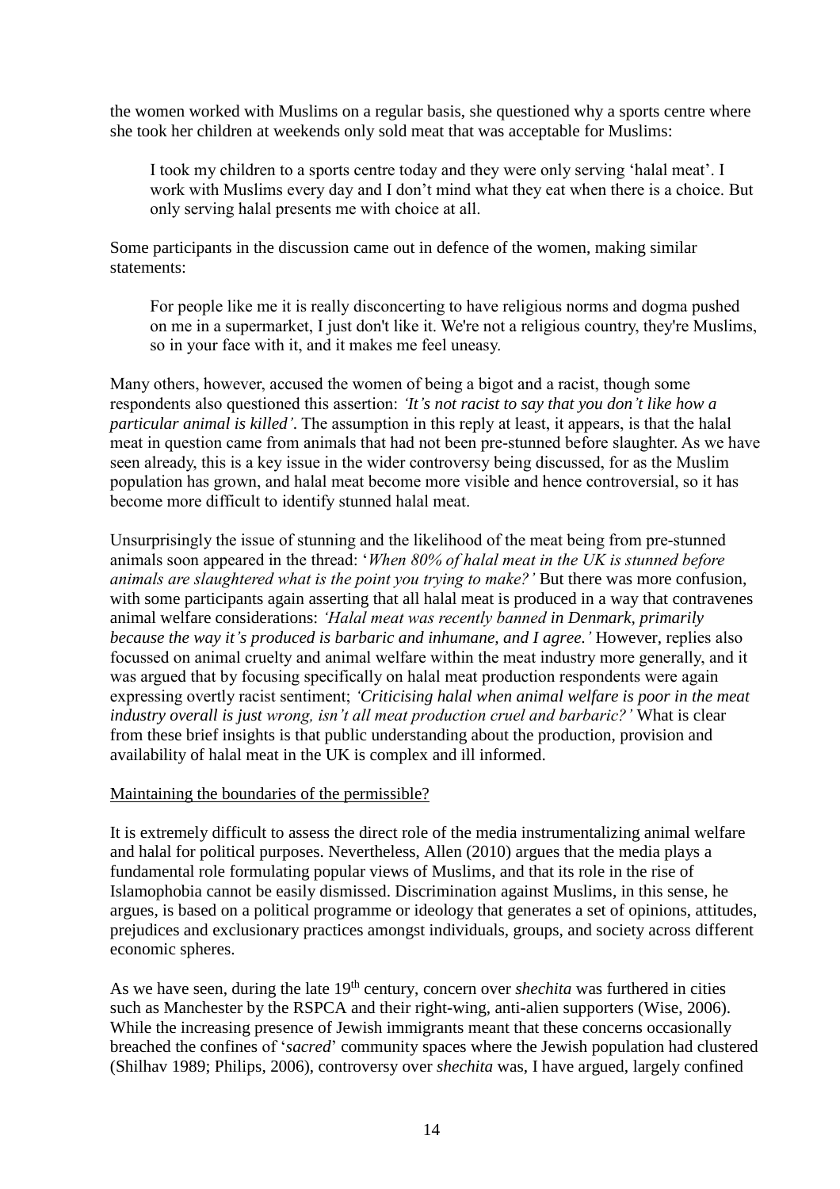the women worked with Muslims on a regular basis, she questioned why a sports centre where she took her children at weekends only sold meat that was acceptable for Muslims:

> I took my children to a sports centre today and they were only serving 'halal meat'. I work with Muslims every day and I don't mind what they eat when there is a choice. But only serving halal presents me with choice at all.

Some participants in the discussion came out in defence of the women, making similar statements:

> For people like me it is really disconcerting to have religious norms and dogma pushed on me in a supermarket, I just don't like it. We're not a religious country, they're Muslims, so in your face with it, and it makes me feel uneasy.

Many others, however, accused the women of being a bigot and a racist, though some respondents also questioned this assertion: *'It's not racist to say that you don't like how a particular animal is killed'*. The assumption in this reply at least, it appears, is that the halal meat in question came from animals that had not been pre-stunned before slaughter. As we have seen already, this is a key issue in the wider controversy being discussed, for as the Muslim population has grown, and halal meat become more visible and hence controversial, so it has become more difficult to identify stunned halal meat.

Unsurprisingly the issue of stunning and the likelihood of the meat being from pre-stunned animals soon appeared in the thread: '*When 80% of halal meat in the UK is stunned before animals are slaughtered what is the point you trying to make?'* But there was more confusion, with some participants again asserting that all halal meat is produced in a way that contravenes animal welfare considerations: *'Halal meat was recently banned in Denmark, primarily because the way it's produced is barbaric and inhumane, and I agree.'* However, replies also focussed on animal cruelty and animal welfare within the meat industry more generally, and it was argued that by focusing specifically on halal meat production respondents were again expressing overtly racist sentiment; *'Criticising halal when animal welfare is poor in the meat industry overall is just wrong, isn't all meat production cruel and barbaric?'* What is clear from these brief insights is that public understanding about the production, provision and availability of halal meat in the UK is complex and ill informed.

## Maintaining the boundaries of the permissible?

It is extremely difficult to assess the direct role of the media instrumentalizing animal welfare and halal for political purposes. Nevertheless, Allen (2010) argues that the media plays a fundamental role formulating popular views of Muslims, and that its role in the rise of Islamophobia cannot be easily dismissed. Discrimination against Muslims, in this sense, he argues, is based on a political programme or ideology that generates a set of opinions, attitudes, prejudices and exclusionary practices amongst individuals, groups, and society across different economic spheres.

As we have seen, during the late 19th century, concern over *shechita* was furthered in cities such as Manchester by the RSPCA and their right-wing, anti-alien supporters (Wise, 2006). While the increasing presence of Jewish immigrants meant that these concerns occasionally breached the confines of '*sacred*' community spaces where the Jewish population had clustered (Shilhav 1989; Philips, 2006), controversy over *shechita* was, I have argued, largely confined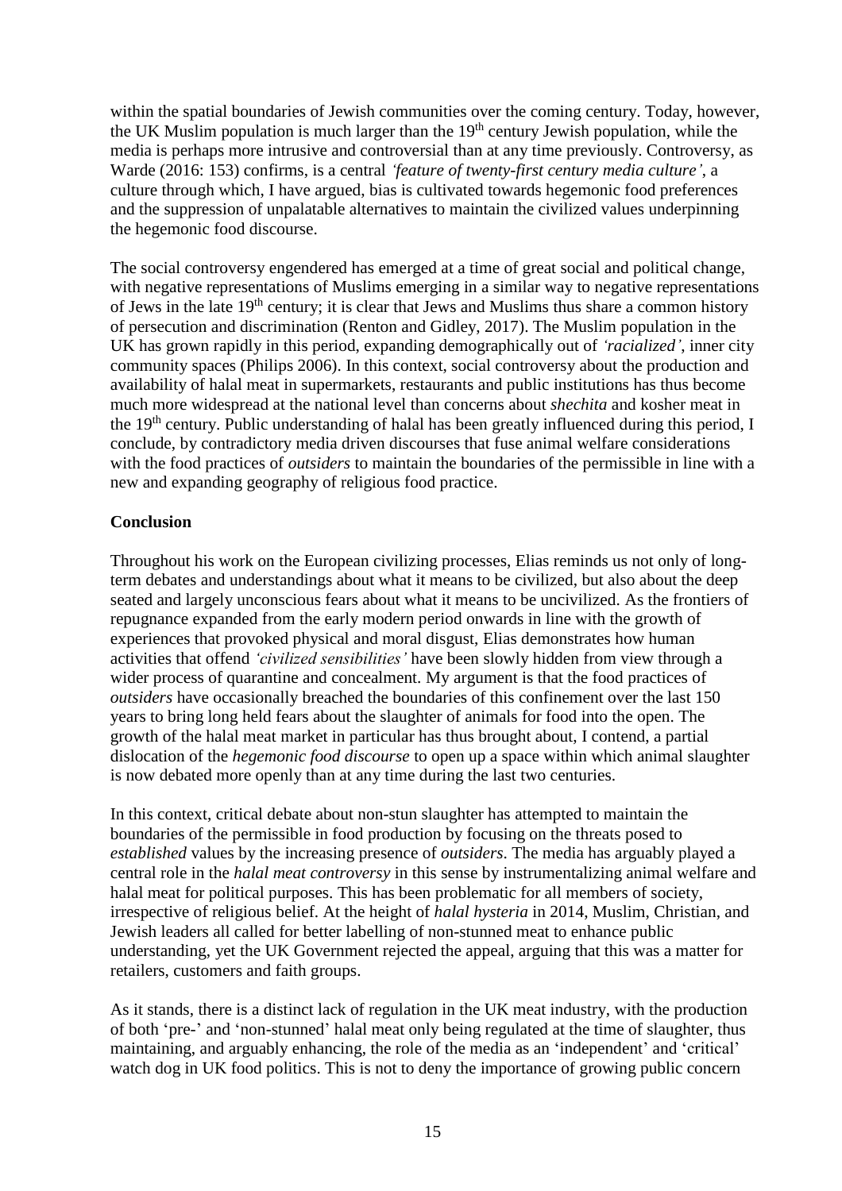within the spatial boundaries of Jewish communities over the coming century. Today, however, the UK Muslim population is much larger than the 19th century Jewish population, while the media is perhaps more intrusive and controversial than at any time previously. Controversy, as Warde (2016: 153) confirms, is a central *'feature of twenty-first century media culture'*, a culture through which, I have argued, bias is cultivated towards hegemonic food preferences and the suppression of unpalatable alternatives to maintain the civilized values underpinning the hegemonic food discourse.

The social controversy engendered has emerged at a time of great social and political change, with negative representations of Muslims emerging in a similar way to negative representations of Jews in the late 19th century; it is clear that Jews and Muslims thus share a common history of persecution and discrimination (Renton and Gidley, 2017). The Muslim population in the UK has grown rapidly in this period, expanding demographically out of *'racialized'*, inner city community spaces (Philips 2006). In this context, social controversy about the production and availability of halal meat in supermarkets, restaurants and public institutions has thus become much more widespread at the national level than concerns about *shechita* and kosher meat in the 19th century. Public understanding of halal has been greatly influenced during this period, I conclude, by contradictory media driven discourses that fuse animal welfare considerations with the food practices of *outsiders* to maintain the boundaries of the permissible in line with a new and expanding geography of religious food practice.

**Conclusion**

Throughout his work on the European civilizing processes, Elias reminds us not only of long-term debates and understandings about what it means to be civilized, but also about the deep seated and largely unconscious fears about what it means to be uncivilized. As the frontiers of repugnance expanded from the early modern period onwards in line with the growth of experiences that provoked physical and moral disgust, Elias demonstrates how human activities that offend *'civilized sensibilities'* have been slowly hidden from view through a wider process of quarantine and concealment. My argument is that the food practices of *outsiders* have occasionally breached the boundaries of this confinement over the last 150 years to bring long held fears about the slaughter of animals for food into the open. The growth of the halal meat market in particular has thus brought about, I contend, a partial dislocation of the *hegemonic food discourse* to open up a space within which animal slaughter is now debated more openly than at any time during the last two centuries.

In this context, critical debate about non-stun slaughter has attempted to maintain the boundaries of the permissible in food production by focusing on the threats posed to *established* values by the increasing presence of *outsiders*. The media has arguably played a central role in the *halal meat controversy* in this sense by instrumentalizing animal welfare and halal meat for political purposes. This has been problematic for all members of society, irrespective of religious belief. At the height of *halal hysteria* in 2014, Muslim, Christian, and Jewish leaders all called for better labelling of non-stunned meat to enhance public understanding, yet the UK Government rejected the appeal, arguing that this was a matter for retailers, customers and faith groups.

As it stands, there is a distinct lack of regulation in the UK meat industry, with the production of both 'pre-' and 'non-stunned' halal meat only being regulated at the time of slaughter, thus maintaining, and arguably enhancing, the role of the media as an 'independent' and 'critical' watch dog in UK food politics. This is not to deny the importance of growing public concern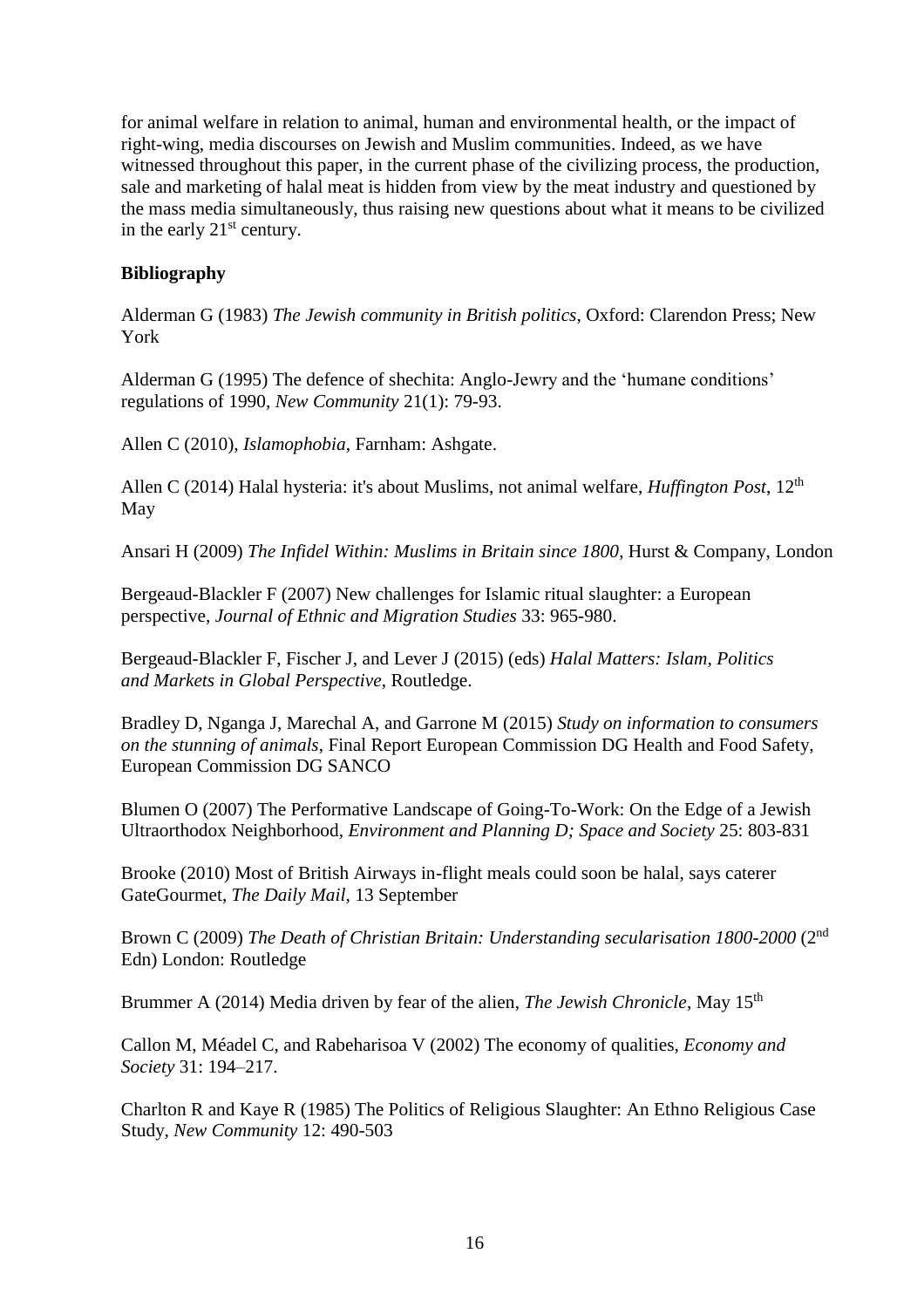for animal welfare in relation to animal, human and environmental health, or the impact of right-wing, media discourses on Jewish and Muslim communities. Indeed, as we have witnessed throughout this paper, in the current phase of the civilizing process, the production, sale and marketing of halal meat is hidden from view by the meat industry and questioned by the mass media simultaneously, thus raising new questions about what it means to be civilized in the early 21st century.

**Bibliography**

Alderman G (1983) *The Jewish community in British politics*, Oxford: Clarendon Press; New York

Alderman G (1995) The defence of shechita: Anglo-Jewry and the 'humane conditions' regulations of 1990, *New Community* 21(1): 79-93.

Allen C (2010), *Islamophobia*, Farnham: Ashgate.

Allen C (2014) Halal hysteria: it's about Muslims, not animal welfare, *Huffington Post*, 12th May

Ansari H (2009) *The Infidel Within: Muslims in Britain since 1800*, Hurst & Company, London

Bergeaud-Blackler F (2007) New challenges for Islamic ritual slaughter: a European perspective, *Journal of Ethnic and Migration Studies* 33: 965-980.

Bergeaud-Blackler F, Fischer J, and Lever J (2015) (eds) *Halal Matters: Islam, Politics and Markets in Global Perspective*, Routledge.

Bradley D, Nganga J, Marechal A, and Garrone M (2015) *Study on information to consumers on the stunning of animals*, Final Report European Commission DG Health and Food Safety, European Commission DG SANCO

Blumen O (2007) The Performative Landscape of Going-To-Work: On the Edge of a Jewish Ultraorthodox Neighborhood, *Environment and Planning D; Space and Society* 25: 803-831

Brooke (2010) Most of British Airways in-flight meals could soon be halal, says caterer GateGourmet, *The Daily Mail*, 13 September

Brown C (2009) *The Death of Christian Britain: Understanding secularisation 1800-2000* (2nd Edn) London: Routledge

Brummer A (2014) Media driven by fear of the alien, *The Jewish Chronicle*, May 15th

Callon M, Méadel C, and Rabeharisoa V (2002) The economy of qualities, *Economy and Society* 31: 194–217.

Charlton R and Kaye R (1985) The Politics of Religious Slaughter: An Ethno Religious Case Study, *New Community* 12: 490-503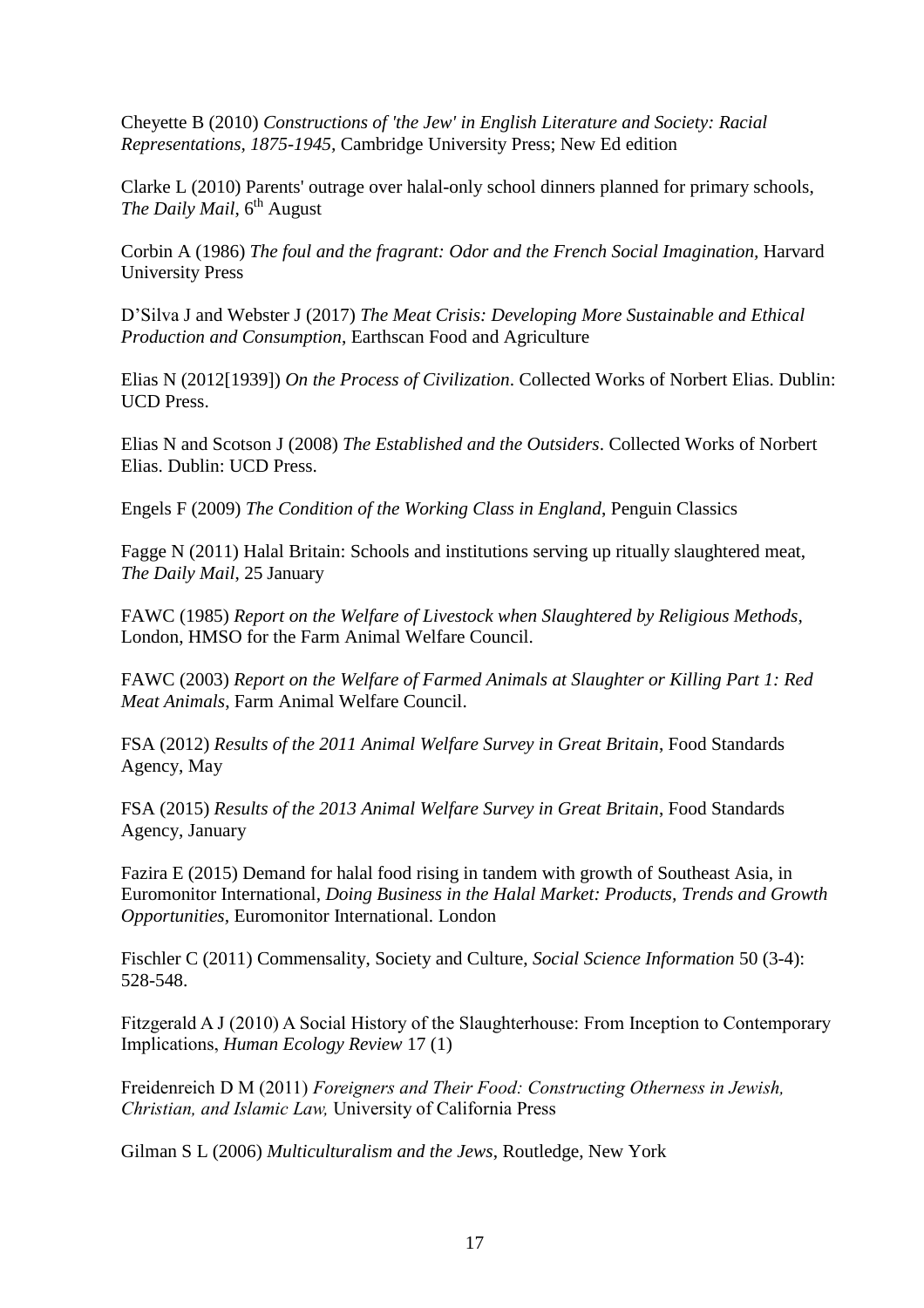Cheyette B (2010) *Constructions of 'the Jew' in English Literature and Society: Racial Representations, 1875-1945,* Cambridge University Press; New Ed edition

Clarke L (2010) Parents' outrage over halal-only school dinners planned for primary schools, *The Daily Mail*, 6th August

Corbin A (1986) *The foul and the fragrant: Odor and the French Social Imagination*, Harvard University Press

D'Silva J and Webster J (2017) *The Meat Crisis: Developing More Sustainable and Ethical Production and Consumption*, Earthscan Food and Agriculture

Elias N (2012[1939]) *On the Process of Civilization*. Collected Works of Norbert Elias. Dublin: UCD Press.

Elias N and Scotson J (2008) *The Established and the Outsiders*. Collected Works of Norbert Elias. Dublin: UCD Press.

Engels F (2009) *The Condition of the Working Class in England*, Penguin Classics

Fagge N (2011) Halal Britain: Schools and institutions serving up ritually slaughtered meat, *The Daily Mail*, 25 January

FAWC (1985) *Report on the Welfare of Livestock when Slaughtered by Religious Methods*, London, HMSO for the Farm Animal Welfare Council.

FAWC (2003) *Report on the Welfare of Farmed Animals at Slaughter or Killing Part 1: Red Meat Animals*, Farm Animal Welfare Council.

FSA (2012) *Results of the 2011 Animal Welfare Survey in Great Britain*, Food Standards Agency, May

FSA (2015) *Results of the 2013 Animal Welfare Survey in Great Britain*, Food Standards Agency, January

Fazira E (2015) Demand for halal food rising in tandem with growth of Southeast Asia, in Euromonitor International, *Doing Business in the Halal Market: Products, Trends and Growth Opportunities*, Euromonitor International. London

Fischler C (2011) Commensality, Society and Culture, *Social Science Information* 50 (3-4): 528-548.

Fitzgerald A J (2010) A Social History of the Slaughterhouse: From Inception to Contemporary Implications, *Human Ecology Review* 17 (1)

Freidenreich D M (2011) *Foreigners and Their Food: Constructing Otherness in Jewish, Christian, and Islamic Law,* University of California Press

Gilman S L (2006) *Multiculturalism and the Jews*, Routledge, New York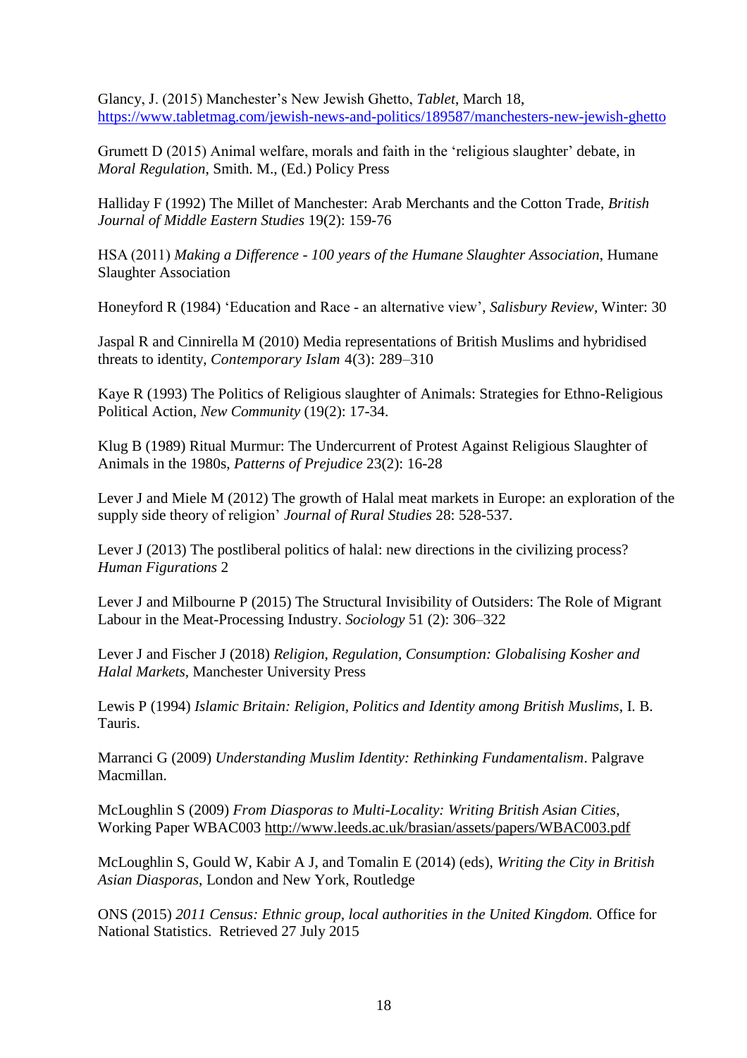Glancy, J. (2015) Manchester's New Jewish Ghetto, *Tablet*, March 18, https://www.tabletmag.com/jewish-news-and-politics/189587/manchesters-new-jewish-ghetto

Grumett D (2015) Animal welfare, morals and faith in the 'religious slaughter' debate, in *Moral Regulation*, Smith. M., (Ed.) Policy Press

Halliday F (1992) The Millet of Manchester: Arab Merchants and the Cotton Trade, *British Journal of Middle Eastern Studies* 19(2): 159-76

HSA (2011) *Making a Difference - 100 years of the Humane Slaughter Association*, Humane Slaughter Association

Honeyford R (1984) 'Education and Race - an alternative view', *Salisbury Review*, Winter: 30

Jaspal R and Cinnirella M (2010) Media representations of British Muslims and hybridised threats to identity, *Contemporary Islam* 4(3): 289–310

Kaye R (1993) The Politics of Religious slaughter of Animals: Strategies for Ethno-Religious Political Action, *New Community* (19(2): 17-34.

Klug B (1989) Ritual Murmur: The Undercurrent of Protest Against Religious Slaughter of Animals in the 1980s, *Patterns of Prejudice* 23(2): 16-28

Lever J and Miele M (2012) The growth of Halal meat markets in Europe: an exploration of the supply side theory of religion' *Journal of Rural Studies* 28: 528-537.

Lever J (2013) The postliberal politics of halal: new directions in the civilizing process? *Human Figurations* 2

Lever J and Milbourne P (2015) The Structural Invisibility of Outsiders: The Role of Migrant Labour in the Meat-Processing Industry. *Sociology* 51 (2): 306–322

Lever J and Fischer J (2018) *Religion, Regulation, Consumption: Globalising Kosher and Halal Markets*, Manchester University Press

Lewis P (1994) *Islamic Britain: Religion, Politics and Identity among British Muslims*, I. B. Tauris.

Marranci G (2009) *Understanding Muslim Identity: Rethinking Fundamentalism*. Palgrave Macmillan.

McLoughlin S (2009) *From Diasporas to Multi-Locality: Writing British Asian Cities*, Working Paper WBAC003 http://www.leeds.ac.uk/brasian/assets/papers/WBAC003.pdf

McLoughlin S, Gould W, Kabir A J, and Tomalin E (2014) (eds), *Writing the City in British Asian Diasporas*, London and New York, Routledge

ONS (2015) *2011 Census: Ethnic group, local authorities in the United Kingdom.* Office for National Statistics. Retrieved 27 July 2015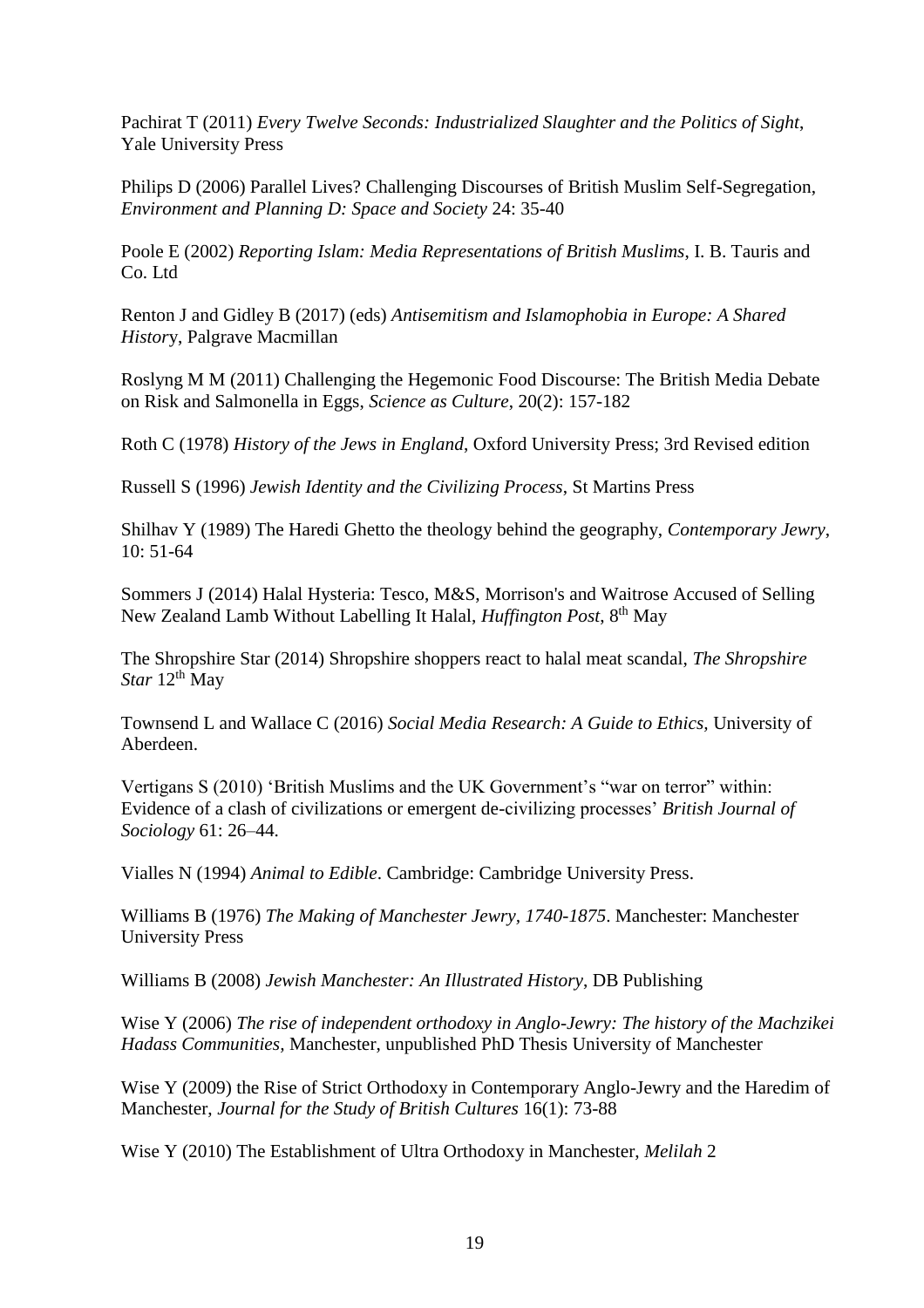Pachirat T (2011) *Every Twelve Seconds: Industrialized Slaughter and the Politics of Sight*, Yale University Press

Philips D (2006) Parallel Lives? Challenging Discourses of British Muslim Self-Segregation, *Environment and Planning D: Space and Society* 24: 35-40

Poole E (2002) *Reporting Islam: Media Representations of British Muslims*, I. B. Tauris and Co. Ltd

Renton J and Gidley B (2017) (eds) *Antisemitism and Islamophobia in Europe: A Shared History*, Palgrave Macmillan

Roslyng M M (2011) Challenging the Hegemonic Food Discourse: The British Media Debate on Risk and Salmonella in Eggs, *Science as Culture*, 20(2): 157-182

Roth C (1978) *History of the Jews in England*, Oxford University Press; 3rd Revised edition

Russell S (1996) *Jewish Identity and the Civilizing Process*, St Martins Press

Shilhav Y (1989) The Haredi Ghetto the theology behind the geography, *Contemporary Jewry*, 10: 51-64

Sommers J (2014) Halal Hysteria: Tesco, M&S, Morrison's and Waitrose Accused of Selling New Zealand Lamb Without Labelling It Halal, *Huffington Post*, 8th May

The Shropshire Star (2014) Shropshire shoppers react to halal meat scandal, *The Shropshire Star* 12th May

Townsend L and Wallace C (2016) *Social Media Research: A Guide to Ethics*, University of Aberdeen.

Vertigans S (2010) 'British Muslims and the UK Government's "war on terror" within: Evidence of a clash of civilizations or emergent de-civilizing processes' *British Journal of Sociology* 61: 26–44.

Vialles N (1994) *Animal to Edible*. Cambridge: Cambridge University Press.

Williams B (1976) *The Making of Manchester Jewry, 1740-1875*. Manchester: Manchester University Press

Williams B (2008) *Jewish Manchester: An Illustrated History*, DB Publishing

Wise Y (2006) *The rise of independent orthodoxy in Anglo-Jewry: The history of the Machzikei Hadass Communities*, Manchester, unpublished PhD Thesis University of Manchester

Wise Y (2009) the Rise of Strict Orthodoxy in Contemporary Anglo-Jewry and the Haredim of Manchester, *Journal for the Study of British Cultures* 16(1): 73-88

Wise Y (2010) The Establishment of Ultra Orthodoxy in Manchester, *Melilah* 2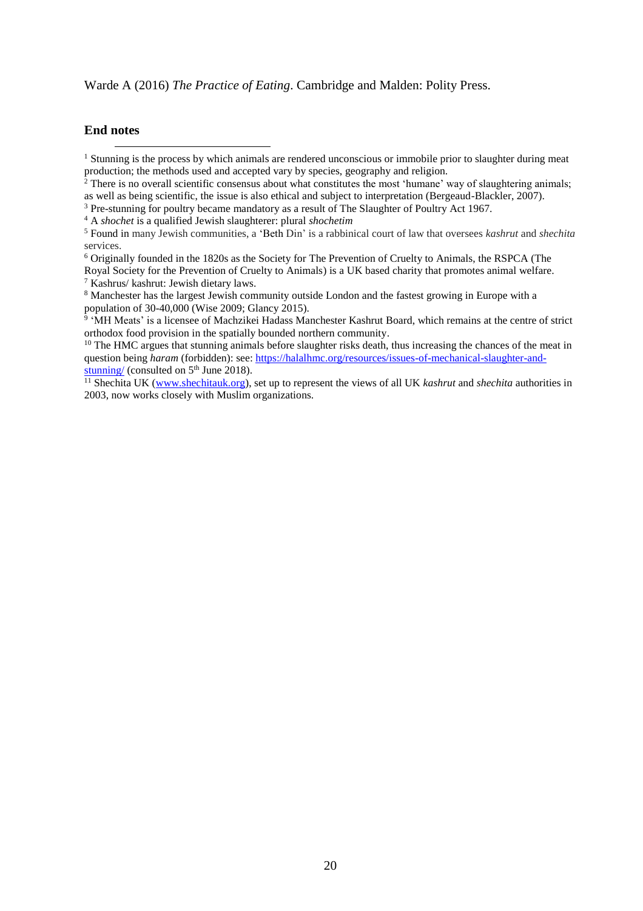Warde A (2016) *The Practice of Eating*. Cambridge and Malden: Polity Press.

## End notes

[1] Stunning is the process by which animals are rendered unconscious or immobile prior to slaughter during meat production; the methods used and accepted vary by species, geography and religion.

[2] There is no overall scientific consensus about what constitutes the most 'humane' way of slaughtering animals; as well as being scientific, the issue is also ethical and subject to interpretation (Bergeaud-Blackler, 2007).

[3] Pre-stunning for poultry became mandatory as a result of The Slaughter of Poultry Act 1967.

[4] A *shochet* is a qualified Jewish slaughterer: plural *shochetim*

[5] Found in many Jewish communities, a 'Beth Din' is a rabbinical court of law that oversees *kashrut* and *shechita* services.

[6] Originally founded in the 1820s as the Society for The Prevention of Cruelty to Animals, the RSPCA (The Royal Society for the Prevention of Cruelty to Animals) is a UK based charity that promotes animal welfare.

[7] Kashrus/ kashrut: Jewish dietary laws.

[8] Manchester has the largest Jewish community outside London and the fastest growing in Europe with a population of 30-40,000 (Wise 2009; Glancy 2015).

[9] 'MH Meats' is a licensee of Machzikei Hadass Manchester Kashrut Board, which remains at the centre of strict orthodox food provision in the spatially bounded northern community.

[10] The HMC argues that stunning animals before slaughter risks death, thus increasing the chances of the meat in question being *haram* (forbidden): see: https://halalhmc.org/resources/issues-of-mechanical-slaughter-and-stunning/ (consulted on 5th June 2018).

[11] Shechita UK (www.shechitauk.org), set up to represent the views of all UK *kashrut* and *shechita* authorities in 2003, now works closely with Muslim organizations.